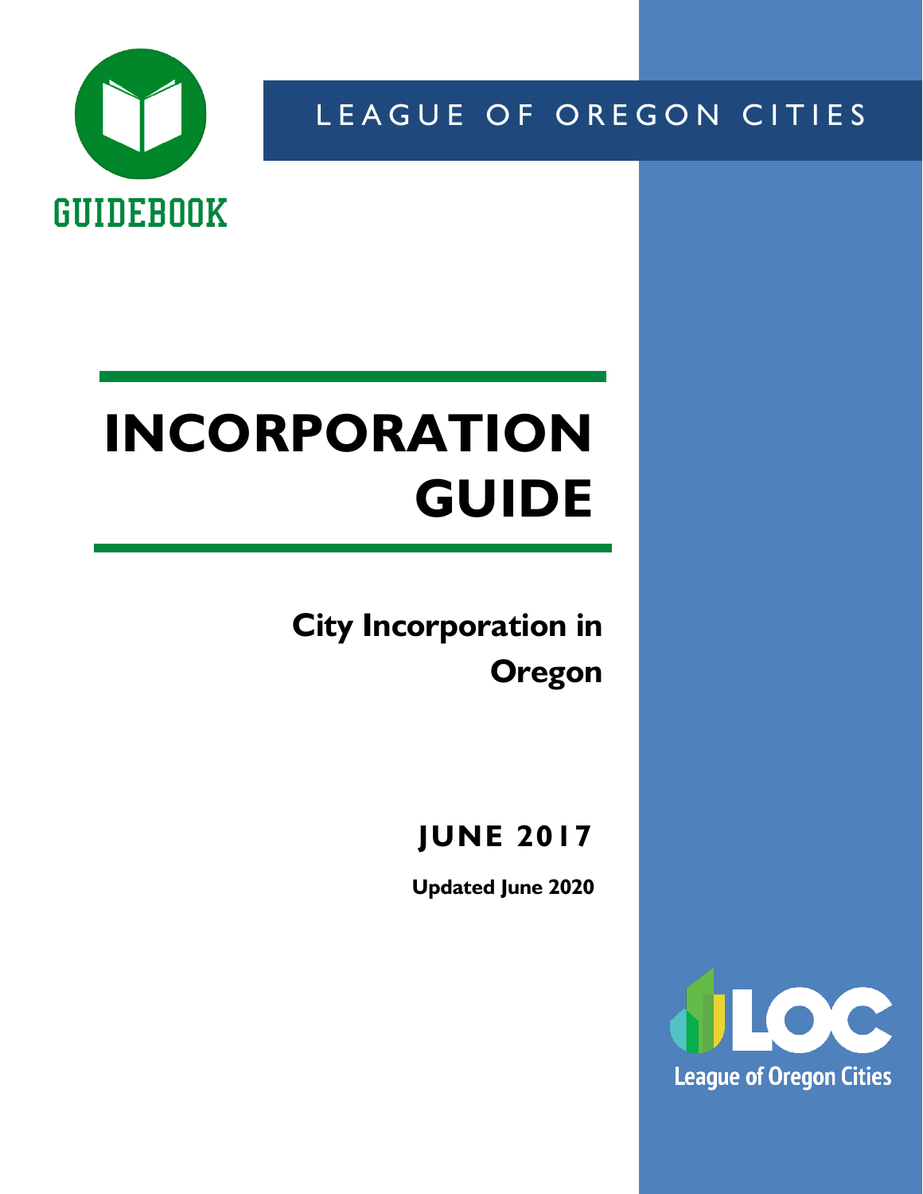GUIDEBOOK

LEAGUE OF OREGON CITIES

# INCORPORATION GUIDE

## City Incorporation in Oregon

**JUNE 2017**

**Updated June 2020**

League of Oregon Cities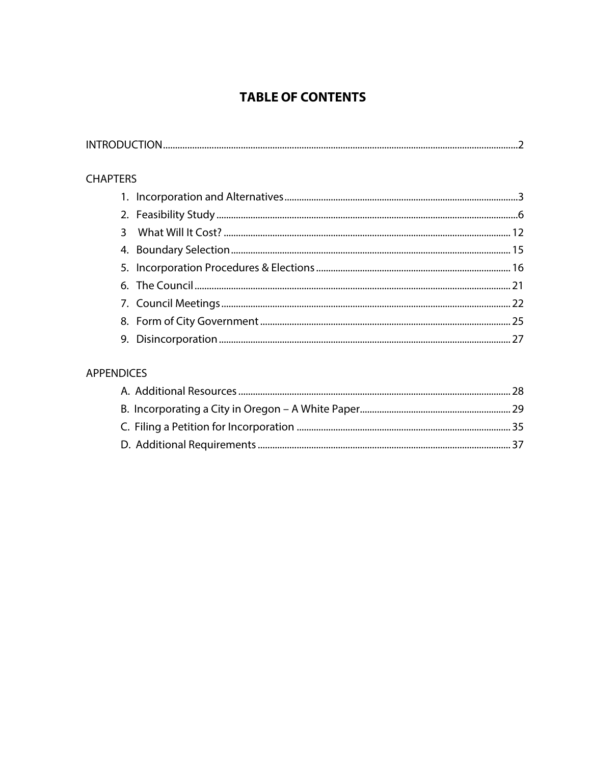# TABLE OF CONTENTS

INTRODUCTION .......... 2

CHAPTERS

1. Incorporation and Alternatives .......... 3
2. Feasibility Study .......... 6
3 What Will It Cost? .......... 12
4. Boundary Selection .......... 15
5. Incorporation Procedures & Elections .......... 16
6. The Council .......... 21
7. Council Meetings .......... 22
8. Form of City Government .......... 25
9. Disincorporation .......... 27

APPENDICES

A. Additional Resources .......... 28
B. Incorporating a City in Oregon – A White Paper .......... 29
C. Filing a Petition for Incorporation .......... 35
D. Additional Requirements .......... 37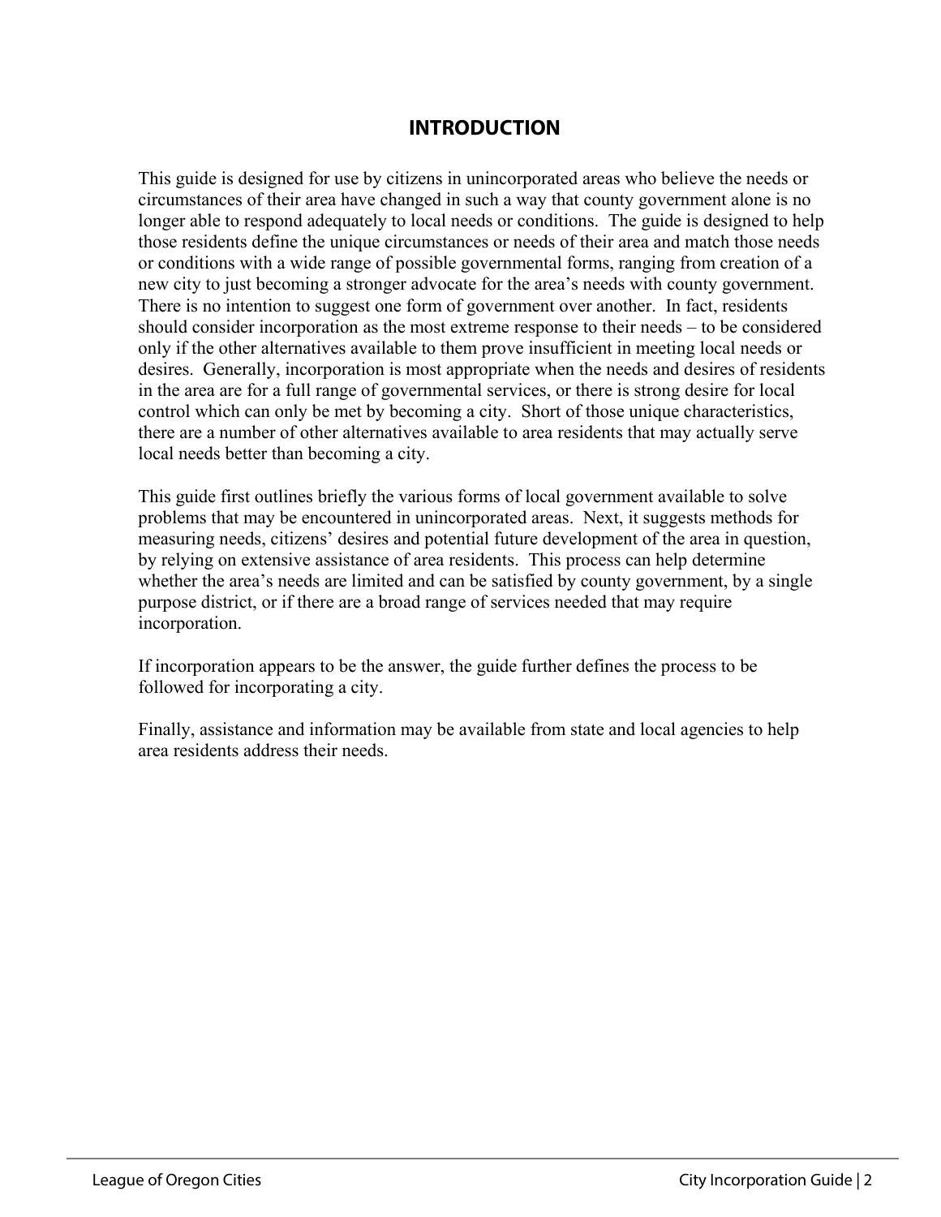# INTRODUCTION

This guide is designed for use by citizens in unincorporated areas who believe the needs or circumstances of their area have changed in such a way that county government alone is no longer able to respond adequately to local needs or conditions. The guide is designed to help those residents define the unique circumstances or needs of their area and match those needs or conditions with a wide range of possible governmental forms, ranging from creation of a new city to just becoming a stronger advocate for the area's needs with county government. There is no intention to suggest one form of government over another. In fact, residents should consider incorporation as the most extreme response to their needs – to be considered only if the other alternatives available to them prove insufficient in meeting local needs or desires. Generally, incorporation is most appropriate when the needs and desires of residents in the area are for a full range of governmental services, or there is strong desire for local control which can only be met by becoming a city. Short of those unique characteristics, there are a number of other alternatives available to area residents that may actually serve local needs better than becoming a city.

This guide first outlines briefly the various forms of local government available to solve problems that may be encountered in unincorporated areas. Next, it suggests methods for measuring needs, citizens' desires and potential future development of the area in question, by relying on extensive assistance of area residents. This process can help determine whether the area's needs are limited and can be satisfied by county government, by a single purpose district, or if there are a broad range of services needed that may require incorporation.

If incorporation appears to be the answer, the guide further defines the process to be followed for incorporating a city.

Finally, assistance and information may be available from state and local agencies to help area residents address their needs.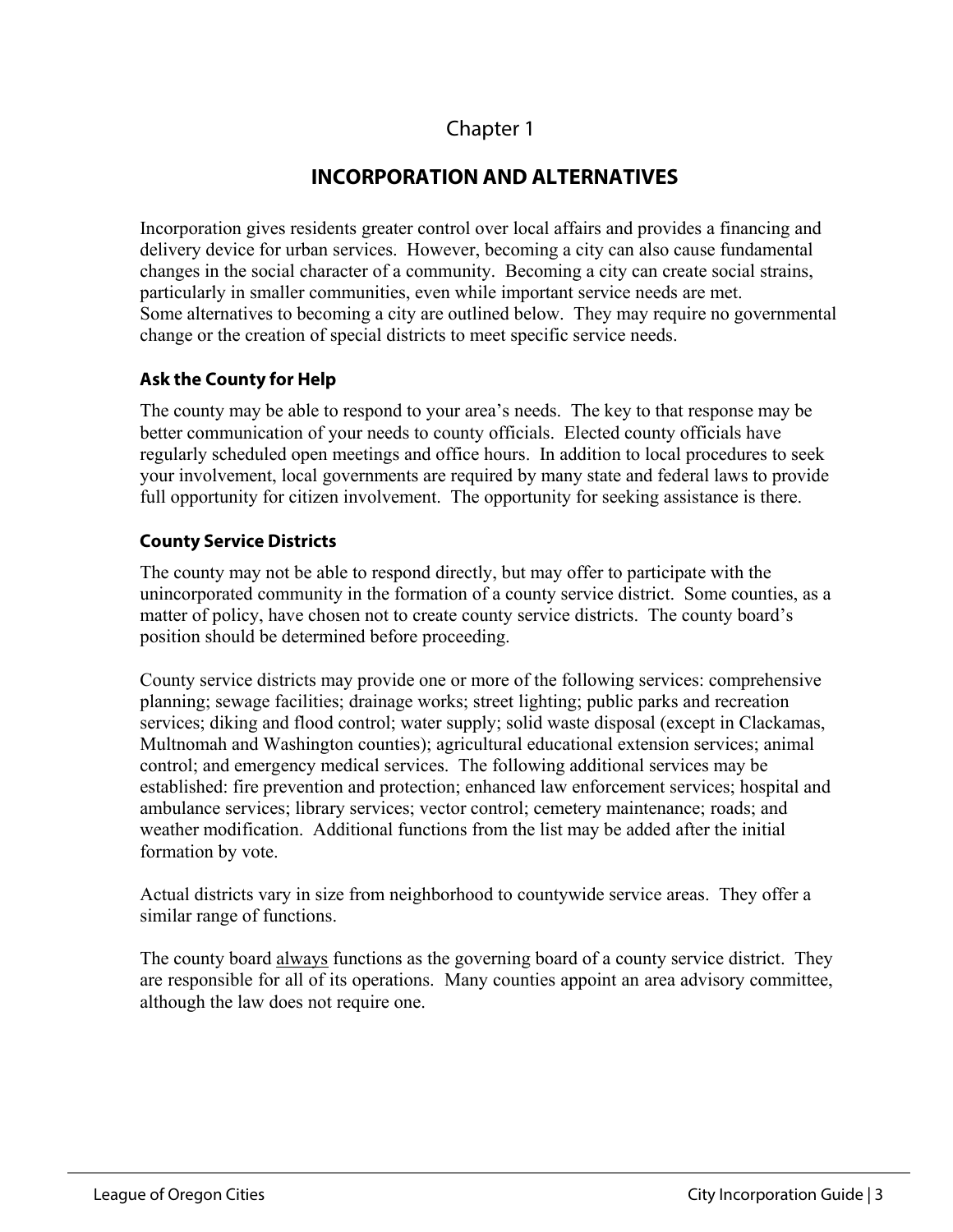Chapter 1

# INCORPORATION AND ALTERNATIVES

Incorporation gives residents greater control over local affairs and provides a financing and delivery device for urban services. However, becoming a city can also cause fundamental changes in the social character of a community. Becoming a city can create social strains, particularly in smaller communities, even while important service needs are met.
Some alternatives to becoming a city are outlined below. They may require no governmental change or the creation of special districts to meet specific service needs.

### Ask the County for Help

The county may be able to respond to your area's needs. The key to that response may be better communication of your needs to county officials. Elected county officials have regularly scheduled open meetings and office hours. In addition to local procedures to seek your involvement, local governments are required by many state and federal laws to provide full opportunity for citizen involvement. The opportunity for seeking assistance is there.

### County Service Districts

The county may not be able to respond directly, but may offer to participate with the unincorporated community in the formation of a county service district. Some counties, as a matter of policy, have chosen not to create county service districts. The county board's position should be determined before proceeding.

County service districts may provide one or more of the following services: comprehensive planning; sewage facilities; drainage works; street lighting; public parks and recreation services; diking and flood control; water supply; solid waste disposal (except in Clackamas, Multnomah and Washington counties); agricultural educational extension services; animal control; and emergency medical services. The following additional services may be established: fire prevention and protection; enhanced law enforcement services; hospital and ambulance services; library services; vector control; cemetery maintenance; roads; and weather modification. Additional functions from the list may be added after the initial formation by vote.

Actual districts vary in size from neighborhood to countywide service areas. They offer a similar range of functions.

The county board <u>always</u> functions as the governing board of a county service district. They are responsible for all of its operations. Many counties appoint an area advisory committee, although the law does not require one.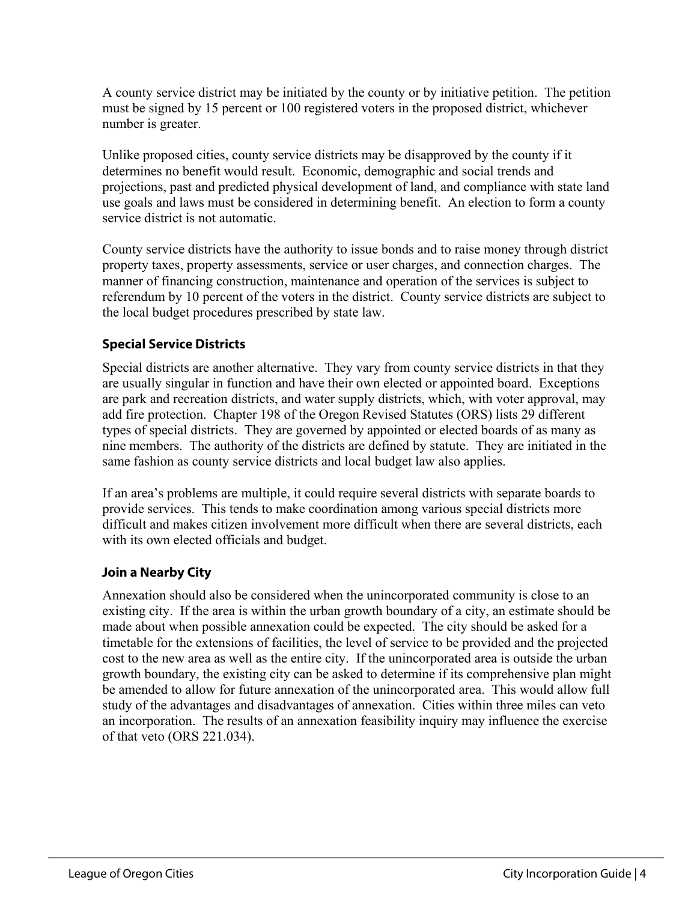A county service district may be initiated by the county or by initiative petition. The petition must be signed by 15 percent or 100 registered voters in the proposed district, whichever number is greater.

Unlike proposed cities, county service districts may be disapproved by the county if it determines no benefit would result. Economic, demographic and social trends and projections, past and predicted physical development of land, and compliance with state land use goals and laws must be considered in determining benefit. An election to form a county service district is not automatic.

County service districts have the authority to issue bonds and to raise money through district property taxes, property assessments, service or user charges, and connection charges. The manner of financing construction, maintenance and operation of the services is subject to referendum by 10 percent of the voters in the district. County service districts are subject to the local budget procedures prescribed by state law.

### Special Service Districts

Special districts are another alternative. They vary from county service districts in that they are usually singular in function and have their own elected or appointed board. Exceptions are park and recreation districts, and water supply districts, which, with voter approval, may add fire protection. Chapter 198 of the Oregon Revised Statutes (ORS) lists 29 different types of special districts. They are governed by appointed or elected boards of as many as nine members. The authority of the districts are defined by statute. They are initiated in the same fashion as county service districts and local budget law also applies.

If an area's problems are multiple, it could require several districts with separate boards to provide services. This tends to make coordination among various special districts more difficult and makes citizen involvement more difficult when there are several districts, each with its own elected officials and budget.

### Join a Nearby City

Annexation should also be considered when the unincorporated community is close to an existing city. If the area is within the urban growth boundary of a city, an estimate should be made about when possible annexation could be expected. The city should be asked for a timetable for the extensions of facilities, the level of service to be provided and the projected cost to the new area as well as the entire city. If the unincorporated area is outside the urban growth boundary, the existing city can be asked to determine if its comprehensive plan might be amended to allow for future annexation of the unincorporated area. This would allow full study of the advantages and disadvantages of annexation. Cities within three miles can veto an incorporation. The results of an annexation feasibility inquiry may influence the exercise of that veto (ORS 221.034).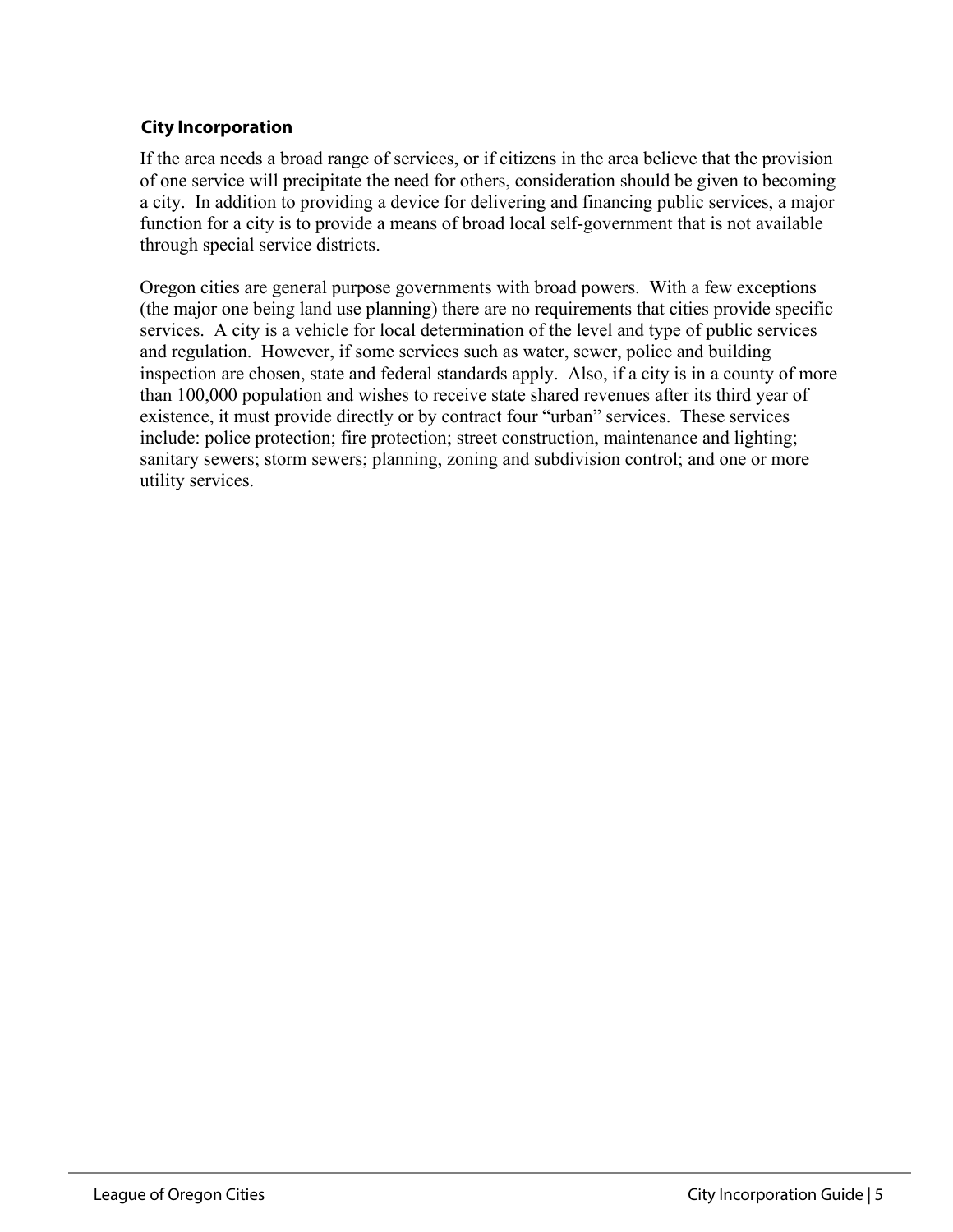### City Incorporation

If the area needs a broad range of services, or if citizens in the area believe that the provision of one service will precipitate the need for others, consideration should be given to becoming a city. In addition to providing a device for delivering and financing public services, a major function for a city is to provide a means of broad local self-government that is not available through special service districts.

Oregon cities are general purpose governments with broad powers. With a few exceptions (the major one being land use planning) there are no requirements that cities provide specific services. A city is a vehicle for local determination of the level and type of public services and regulation. However, if some services such as water, sewer, police and building inspection are chosen, state and federal standards apply. Also, if a city is in a county of more than 100,000 population and wishes to receive state shared revenues after its third year of existence, it must provide directly or by contract four "urban" services. These services include: police protection; fire protection; street construction, maintenance and lighting; sanitary sewers; storm sewers; planning, zoning and subdivision control; and one or more utility services.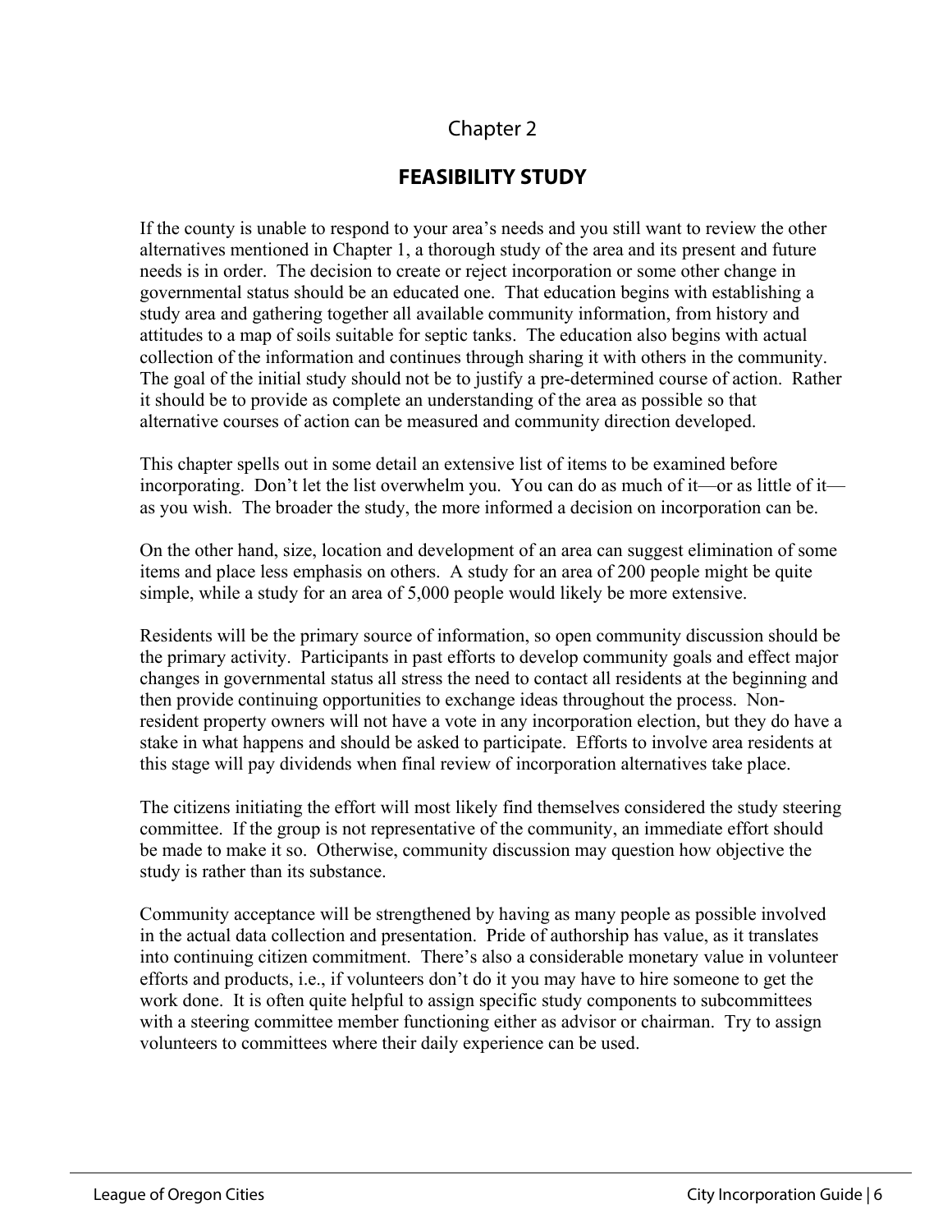# Chapter 2

## FEASIBILITY STUDY

If the county is unable to respond to your area's needs and you still want to review the other alternatives mentioned in Chapter 1, a thorough study of the area and its present and future needs is in order. The decision to create or reject incorporation or some other change in governmental status should be an educated one. That education begins with establishing a study area and gathering together all available community information, from history and attitudes to a map of soils suitable for septic tanks. The education also begins with actual collection of the information and continues through sharing it with others in the community. The goal of the initial study should not be to justify a pre-determined course of action. Rather it should be to provide as complete an understanding of the area as possible so that alternative courses of action can be measured and community direction developed.

This chapter spells out in some detail an extensive list of items to be examined before incorporating. Don't let the list overwhelm you. You can do as much of it—or as little of it—as you wish. The broader the study, the more informed a decision on incorporation can be.

On the other hand, size, location and development of an area can suggest elimination of some items and place less emphasis on others. A study for an area of 200 people might be quite simple, while a study for an area of 5,000 people would likely be more extensive.

Residents will be the primary source of information, so open community discussion should be the primary activity. Participants in past efforts to develop community goals and effect major changes in governmental status all stress the need to contact all residents at the beginning and then provide continuing opportunities to exchange ideas throughout the process. Non-resident property owners will not have a vote in any incorporation election, but they do have a stake in what happens and should be asked to participate. Efforts to involve area residents at this stage will pay dividends when final review of incorporation alternatives take place.

The citizens initiating the effort will most likely find themselves considered the study steering committee. If the group is not representative of the community, an immediate effort should be made to make it so. Otherwise, community discussion may question how objective the study is rather than its substance.

Community acceptance will be strengthened by having as many people as possible involved in the actual data collection and presentation. Pride of authorship has value, as it translates into continuing citizen commitment. There's also a considerable monetary value in volunteer efforts and products, i.e., if volunteers don't do it you may have to hire someone to get the work done. It is often quite helpful to assign specific study components to subcommittees with a steering committee member functioning either as advisor or chairman. Try to assign volunteers to committees where their daily experience can be used.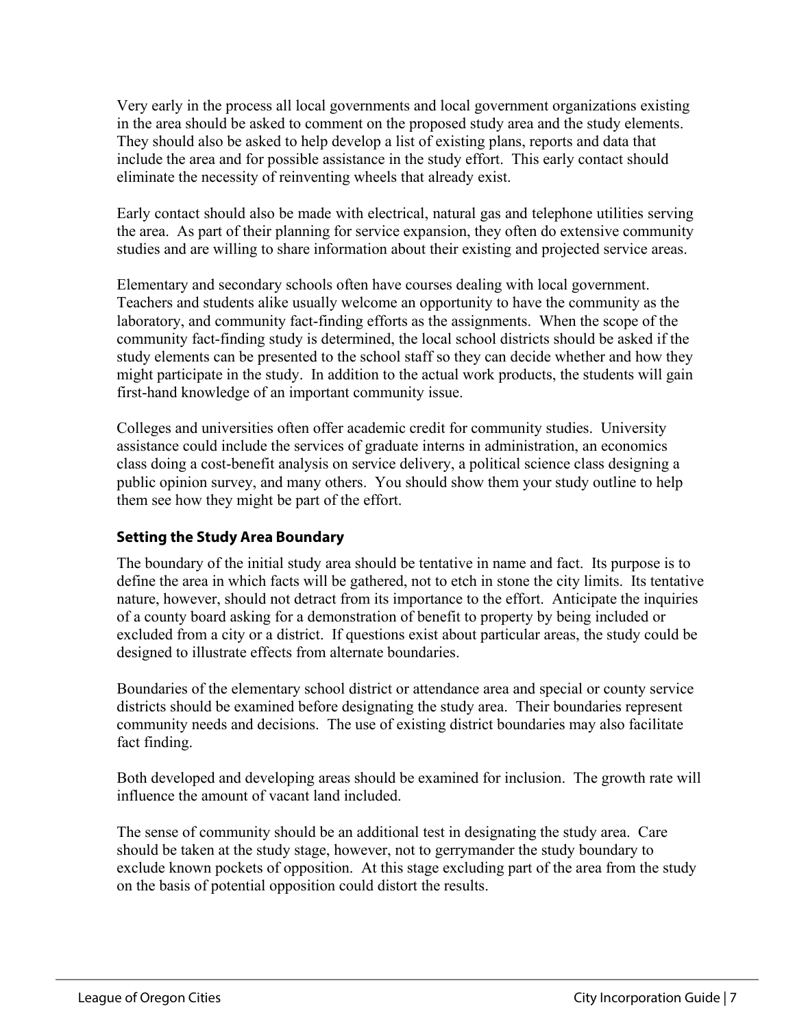Very early in the process all local governments and local government organizations existing in the area should be asked to comment on the proposed study area and the study elements. They should also be asked to help develop a list of existing plans, reports and data that include the area and for possible assistance in the study effort. This early contact should eliminate the necessity of reinventing wheels that already exist.

Early contact should also be made with electrical, natural gas and telephone utilities serving the area. As part of their planning for service expansion, they often do extensive community studies and are willing to share information about their existing and projected service areas.

Elementary and secondary schools often have courses dealing with local government. Teachers and students alike usually welcome an opportunity to have the community as the laboratory, and community fact-finding efforts as the assignments. When the scope of the community fact-finding study is determined, the local school districts should be asked if the study elements can be presented to the school staff so they can decide whether and how they might participate in the study. In addition to the actual work products, the students will gain first-hand knowledge of an important community issue.

Colleges and universities often offer academic credit for community studies. University assistance could include the services of graduate interns in administration, an economics class doing a cost-benefit analysis on service delivery, a political science class designing a public opinion survey, and many others. You should show them your study outline to help them see how they might be part of the effort.

### Setting the Study Area Boundary

The boundary of the initial study area should be tentative in name and fact. Its purpose is to define the area in which facts will be gathered, not to etch in stone the city limits. Its tentative nature, however, should not detract from its importance to the effort. Anticipate the inquiries of a county board asking for a demonstration of benefit to property by being included or excluded from a city or a district. If questions exist about particular areas, the study could be designed to illustrate effects from alternate boundaries.

Boundaries of the elementary school district or attendance area and special or county service districts should be examined before designating the study area. Their boundaries represent community needs and decisions. The use of existing district boundaries may also facilitate fact finding.

Both developed and developing areas should be examined for inclusion. The growth rate will influence the amount of vacant land included.

The sense of community should be an additional test in designating the study area. Care should be taken at the study stage, however, not to gerrymander the study boundary to exclude known pockets of opposition. At this stage excluding part of the area from the study on the basis of potential opposition could distort the results.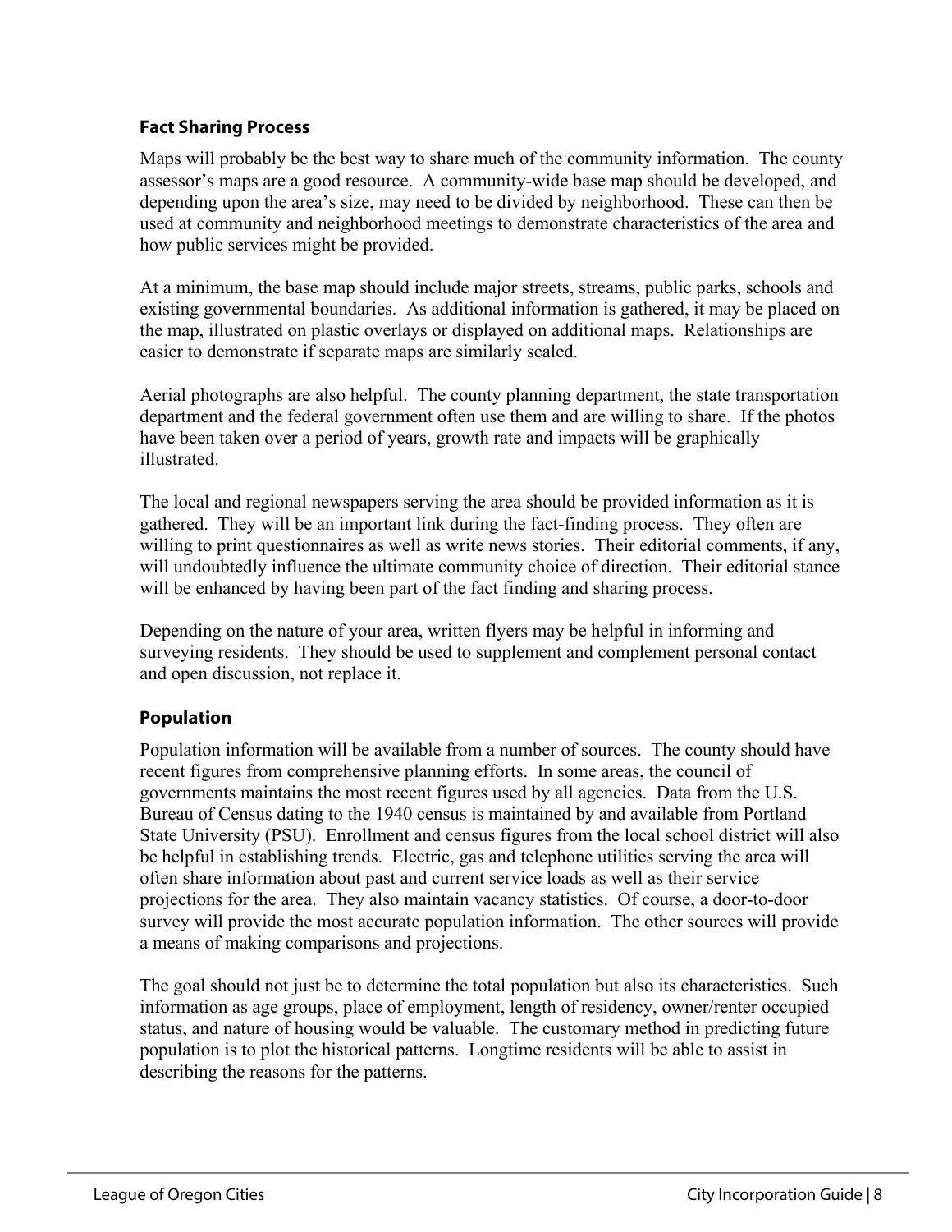### Fact Sharing Process

Maps will probably be the best way to share much of the community information. The county assessor's maps are a good resource. A community-wide base map should be developed, and depending upon the area's size, may need to be divided by neighborhood. These can then be used at community and neighborhood meetings to demonstrate characteristics of the area and how public services might be provided.

At a minimum, the base map should include major streets, streams, public parks, schools and existing governmental boundaries. As additional information is gathered, it may be placed on the map, illustrated on plastic overlays or displayed on additional maps. Relationships are easier to demonstrate if separate maps are similarly scaled.

Aerial photographs are also helpful. The county planning department, the state transportation department and the federal government often use them and are willing to share. If the photos have been taken over a period of years, growth rate and impacts will be graphically illustrated.

The local and regional newspapers serving the area should be provided information as it is gathered. They will be an important link during the fact-finding process. They often are willing to print questionnaires as well as write news stories. Their editorial comments, if any, will undoubtedly influence the ultimate community choice of direction. Their editorial stance will be enhanced by having been part of the fact finding and sharing process.

Depending on the nature of your area, written flyers may be helpful in informing and surveying residents. They should be used to supplement and complement personal contact and open discussion, not replace it.

### Population

Population information will be available from a number of sources. The county should have recent figures from comprehensive planning efforts. In some areas, the council of governments maintains the most recent figures used by all agencies. Data from the U.S. Bureau of Census dating to the 1940 census is maintained by and available from Portland State University (PSU). Enrollment and census figures from the local school district will also be helpful in establishing trends. Electric, gas and telephone utilities serving the area will often share information about past and current service loads as well as their service projections for the area. They also maintain vacancy statistics. Of course, a door-to-door survey will provide the most accurate population information. The other sources will provide a means of making comparisons and projections.

The goal should not just be to determine the total population but also its characteristics. Such information as age groups, place of employment, length of residency, owner/renter occupied status, and nature of housing would be valuable. The customary method in predicting future population is to plot the historical patterns. Longtime residents will be able to assist in describing the reasons for the patterns.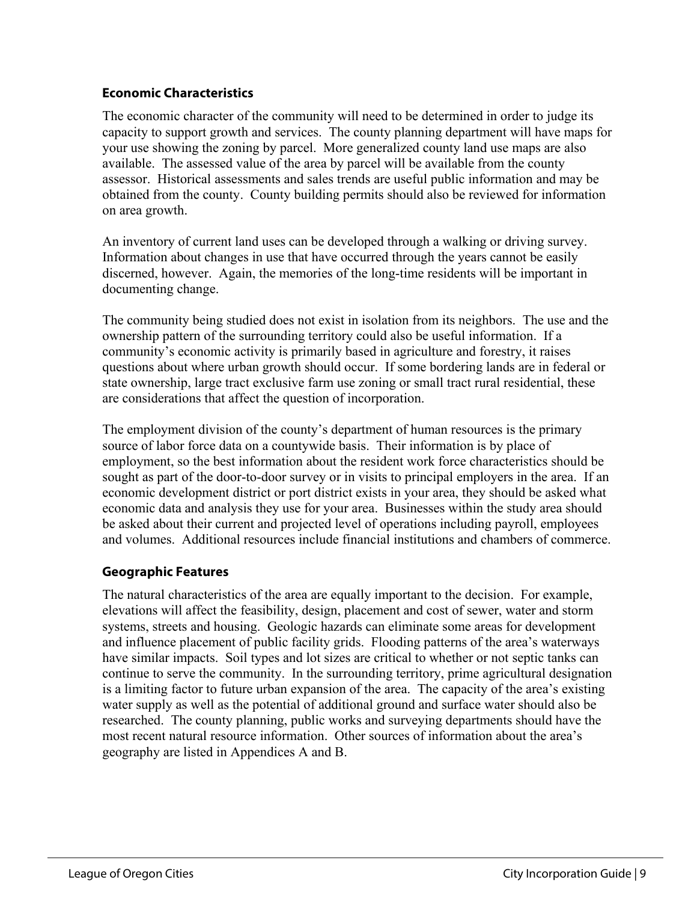### Economic Characteristics

The economic character of the community will need to be determined in order to judge its capacity to support growth and services. The county planning department will have maps for your use showing the zoning by parcel. More generalized county land use maps are also available. The assessed value of the area by parcel will be available from the county assessor. Historical assessments and sales trends are useful public information and may be obtained from the county. County building permits should also be reviewed for information on area growth.

An inventory of current land uses can be developed through a walking or driving survey. Information about changes in use that have occurred through the years cannot be easily discerned, however. Again, the memories of the long-time residents will be important in documenting change.

The community being studied does not exist in isolation from its neighbors. The use and the ownership pattern of the surrounding territory could also be useful information. If a community's economic activity is primarily based in agriculture and forestry, it raises questions about where urban growth should occur. If some bordering lands are in federal or state ownership, large tract exclusive farm use zoning or small tract rural residential, these are considerations that affect the question of incorporation.

The employment division of the county's department of human resources is the primary source of labor force data on a countywide basis. Their information is by place of employment, so the best information about the resident work force characteristics should be sought as part of the door-to-door survey or in visits to principal employers in the area. If an economic development district or port district exists in your area, they should be asked what economic data and analysis they use for your area. Businesses within the study area should be asked about their current and projected level of operations including payroll, employees and volumes. Additional resources include financial institutions and chambers of commerce.

### Geographic Features

The natural characteristics of the area are equally important to the decision. For example, elevations will affect the feasibility, design, placement and cost of sewer, water and storm systems, streets and housing. Geologic hazards can eliminate some areas for development and influence placement of public facility grids. Flooding patterns of the area's waterways have similar impacts. Soil types and lot sizes are critical to whether or not septic tanks can continue to serve the community. In the surrounding territory, prime agricultural designation is a limiting factor to future urban expansion of the area. The capacity of the area's existing water supply as well as the potential of additional ground and surface water should also be researched. The county planning, public works and surveying departments should have the most recent natural resource information. Other sources of information about the area's geography are listed in Appendices A and B.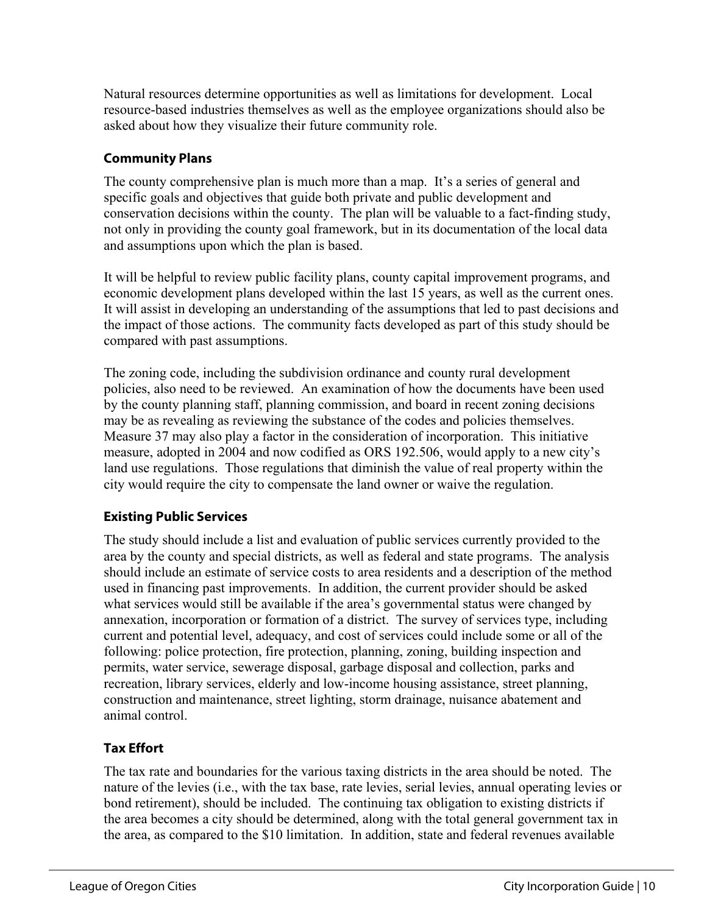Natural resources determine opportunities as well as limitations for development. Local resource-based industries themselves as well as the employee organizations should also be asked about how they visualize their future community role.

### Community Plans

The county comprehensive plan is much more than a map. It's a series of general and specific goals and objectives that guide both private and public development and conservation decisions within the county. The plan will be valuable to a fact-finding study, not only in providing the county goal framework, but in its documentation of the local data and assumptions upon which the plan is based.

It will be helpful to review public facility plans, county capital improvement programs, and economic development plans developed within the last 15 years, as well as the current ones. It will assist in developing an understanding of the assumptions that led to past decisions and the impact of those actions. The community facts developed as part of this study should be compared with past assumptions.

The zoning code, including the subdivision ordinance and county rural development policies, also need to be reviewed. An examination of how the documents have been used by the county planning staff, planning commission, and board in recent zoning decisions may be as revealing as reviewing the substance of the codes and policies themselves. Measure 37 may also play a factor in the consideration of incorporation. This initiative measure, adopted in 2004 and now codified as ORS 192.506, would apply to a new city's land use regulations. Those regulations that diminish the value of real property within the city would require the city to compensate the land owner or waive the regulation.

### Existing Public Services

The study should include a list and evaluation of public services currently provided to the area by the county and special districts, as well as federal and state programs. The analysis should include an estimate of service costs to area residents and a description of the method used in financing past improvements. In addition, the current provider should be asked what services would still be available if the area's governmental status were changed by annexation, incorporation or formation of a district. The survey of services type, including current and potential level, adequacy, and cost of services could include some or all of the following: police protection, fire protection, planning, zoning, building inspection and permits, water service, sewerage disposal, garbage disposal and collection, parks and recreation, library services, elderly and low-income housing assistance, street planning, construction and maintenance, street lighting, storm drainage, nuisance abatement and animal control.

### Tax Effort

The tax rate and boundaries for the various taxing districts in the area should be noted. The nature of the levies (i.e., with the tax base, rate levies, serial levies, annual operating levies or bond retirement), should be included. The continuing tax obligation to existing districts if the area becomes a city should be determined, along with the total general government tax in the area, as compared to the $10 limitation. In addition, state and federal revenues available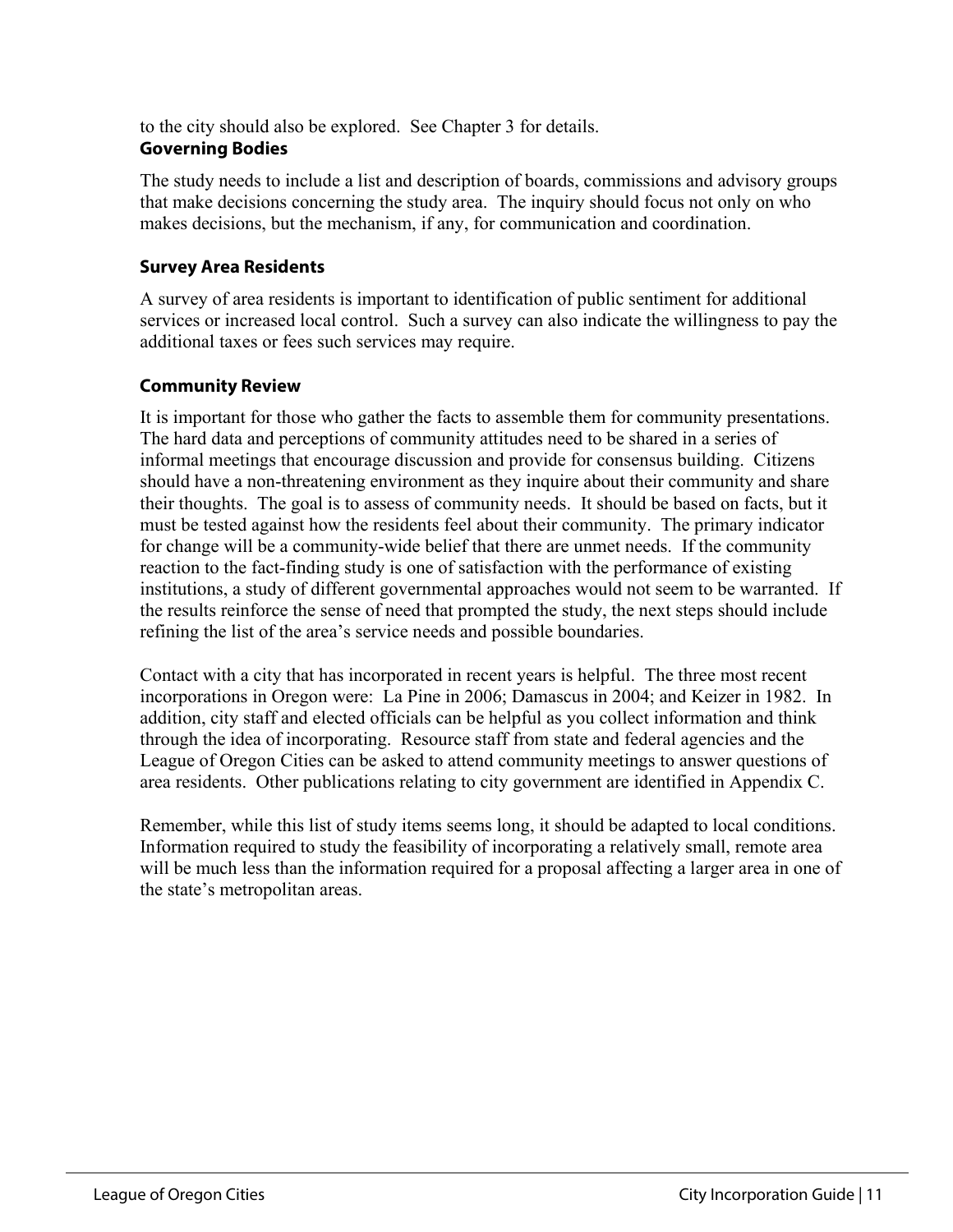to the city should also be explored. See Chapter 3 for details.

### Governing Bodies

The study needs to include a list and description of boards, commissions and advisory groups that make decisions concerning the study area. The inquiry should focus not only on who makes decisions, but the mechanism, if any, for communication and coordination.

### Survey Area Residents

A survey of area residents is important to identification of public sentiment for additional services or increased local control. Such a survey can also indicate the willingness to pay the additional taxes or fees such services may require.

### Community Review

It is important for those who gather the facts to assemble them for community presentations. The hard data and perceptions of community attitudes need to be shared in a series of informal meetings that encourage discussion and provide for consensus building. Citizens should have a non-threatening environment as they inquire about their community and share their thoughts. The goal is to assess of community needs. It should be based on facts, but it must be tested against how the residents feel about their community. The primary indicator for change will be a community-wide belief that there are unmet needs. If the community reaction to the fact-finding study is one of satisfaction with the performance of existing institutions, a study of different governmental approaches would not seem to be warranted. If the results reinforce the sense of need that prompted the study, the next steps should include refining the list of the area's service needs and possible boundaries.

Contact with a city that has incorporated in recent years is helpful. The three most recent incorporations in Oregon were: La Pine in 2006; Damascus in 2004; and Keizer in 1982. In addition, city staff and elected officials can be helpful as you collect information and think through the idea of incorporating. Resource staff from state and federal agencies and the League of Oregon Cities can be asked to attend community meetings to answer questions of area residents. Other publications relating to city government are identified in Appendix C.

Remember, while this list of study items seems long, it should be adapted to local conditions. Information required to study the feasibility of incorporating a relatively small, remote area will be much less than the information required for a proposal affecting a larger area in one of the state's metropolitan areas.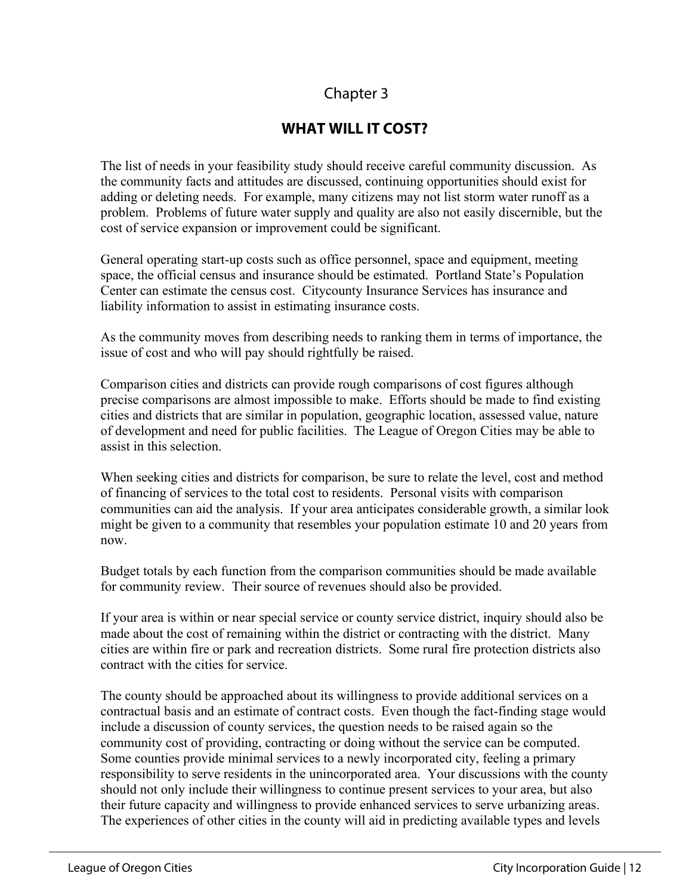Chapter 3

# WHAT WILL IT COST?

The list of needs in your feasibility study should receive careful community discussion. As the community facts and attitudes are discussed, continuing opportunities should exist for adding or deleting needs. For example, many citizens may not list storm water runoff as a problem. Problems of future water supply and quality are also not easily discernible, but the cost of service expansion or improvement could be significant.

General operating start-up costs such as office personnel, space and equipment, meeting space, the official census and insurance should be estimated. Portland State's Population Center can estimate the census cost. Citycounty Insurance Services has insurance and liability information to assist in estimating insurance costs.

As the community moves from describing needs to ranking them in terms of importance, the issue of cost and who will pay should rightfully be raised.

Comparison cities and districts can provide rough comparisons of cost figures although precise comparisons are almost impossible to make. Efforts should be made to find existing cities and districts that are similar in population, geographic location, assessed value, nature of development and need for public facilities. The League of Oregon Cities may be able to assist in this selection.

When seeking cities and districts for comparison, be sure to relate the level, cost and method of financing of services to the total cost to residents. Personal visits with comparison communities can aid the analysis. If your area anticipates considerable growth, a similar look might be given to a community that resembles your population estimate 10 and 20 years from now.

Budget totals by each function from the comparison communities should be made available for community review. Their source of revenues should also be provided.

If your area is within or near special service or county service district, inquiry should also be made about the cost of remaining within the district or contracting with the district. Many cities are within fire or park and recreation districts. Some rural fire protection districts also contract with the cities for service.

The county should be approached about its willingness to provide additional services on a contractual basis and an estimate of contract costs. Even though the fact-finding stage would include a discussion of county services, the question needs to be raised again so the community cost of providing, contracting or doing without the service can be computed. Some counties provide minimal services to a newly incorporated city, feeling a primary responsibility to serve residents in the unincorporated area. Your discussions with the county should not only include their willingness to continue present services to your area, but also their future capacity and willingness to provide enhanced services to serve urbanizing areas. The experiences of other cities in the county will aid in predicting available types and levels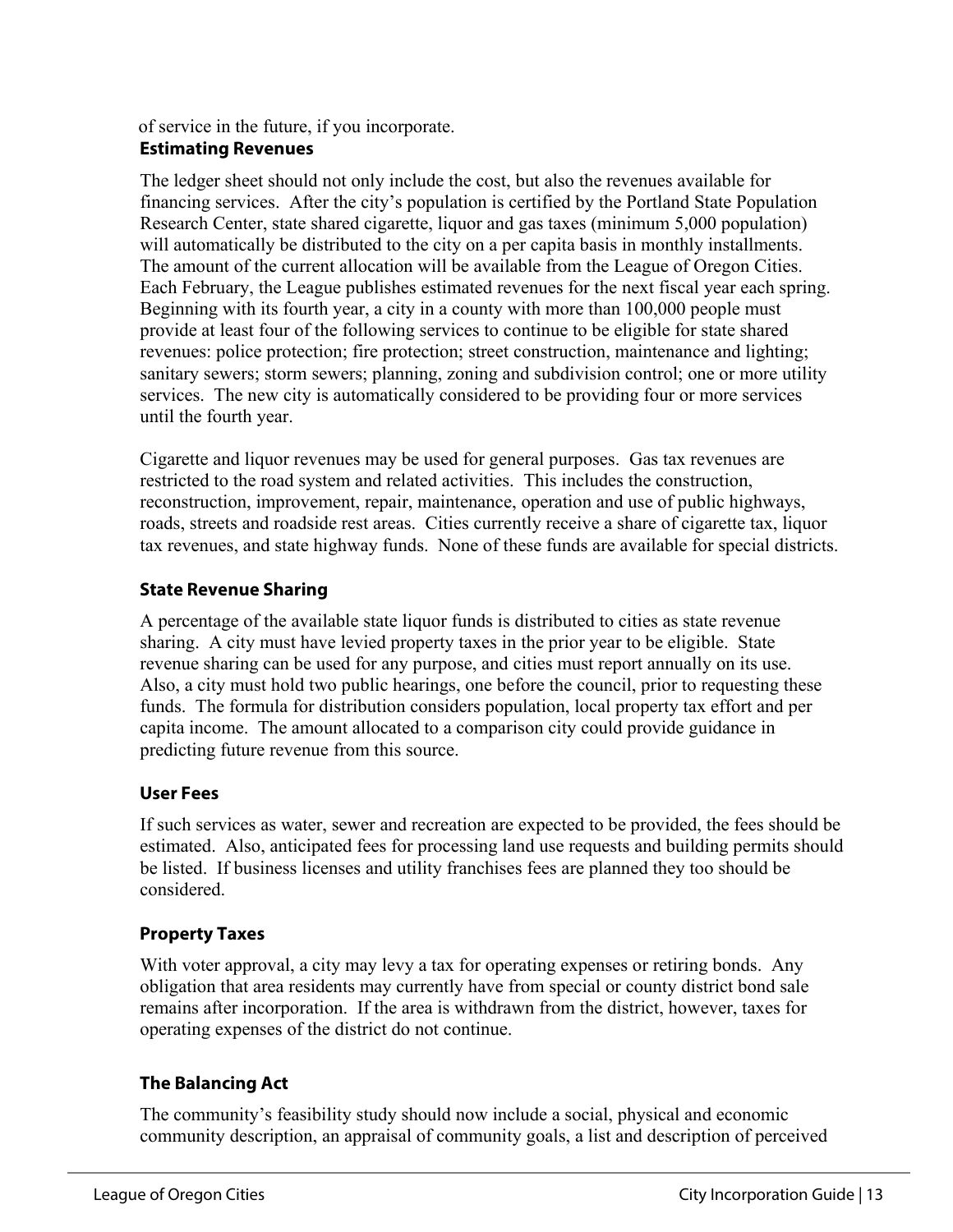of service in the future, if you incorporate.

### Estimating Revenues

The ledger sheet should not only include the cost, but also the revenues available for financing services. After the city's population is certified by the Portland State Population Research Center, state shared cigarette, liquor and gas taxes (minimum 5,000 population) will automatically be distributed to the city on a per capita basis in monthly installments. The amount of the current allocation will be available from the League of Oregon Cities. Each February, the League publishes estimated revenues for the next fiscal year each spring. Beginning with its fourth year, a city in a county with more than 100,000 people must provide at least four of the following services to continue to be eligible for state shared revenues: police protection; fire protection; street construction, maintenance and lighting; sanitary sewers; storm sewers; planning, zoning and subdivision control; one or more utility services. The new city is automatically considered to be providing four or more services until the fourth year.

Cigarette and liquor revenues may be used for general purposes. Gas tax revenues are restricted to the road system and related activities. This includes the construction, reconstruction, improvement, repair, maintenance, operation and use of public highways, roads, streets and roadside rest areas. Cities currently receive a share of cigarette tax, liquor tax revenues, and state highway funds. None of these funds are available for special districts.

### State Revenue Sharing

A percentage of the available state liquor funds is distributed to cities as state revenue sharing. A city must have levied property taxes in the prior year to be eligible. State revenue sharing can be used for any purpose, and cities must report annually on its use. Also, a city must hold two public hearings, one before the council, prior to requesting these funds. The formula for distribution considers population, local property tax effort and per capita income. The amount allocated to a comparison city could provide guidance in predicting future revenue from this source.

### User Fees

If such services as water, sewer and recreation are expected to be provided, the fees should be estimated. Also, anticipated fees for processing land use requests and building permits should be listed. If business licenses and utility franchises fees are planned they too should be considered.

### Property Taxes

With voter approval, a city may levy a tax for operating expenses or retiring bonds. Any obligation that area residents may currently have from special or county district bond sale remains after incorporation. If the area is withdrawn from the district, however, taxes for operating expenses of the district do not continue.

### The Balancing Act

The community's feasibility study should now include a social, physical and economic community description, an appraisal of community goals, a list and description of perceived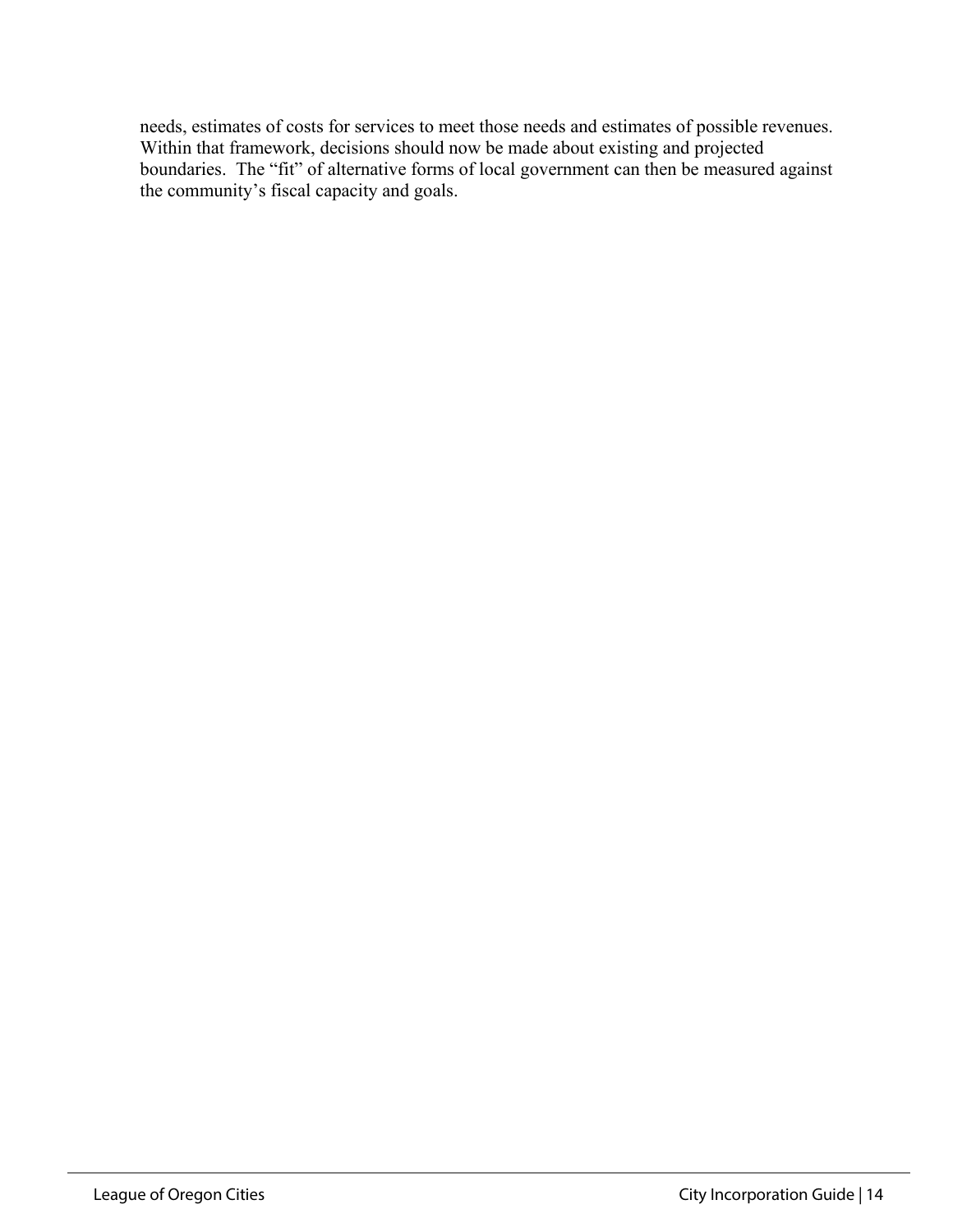needs, estimates of costs for services to meet those needs and estimates of possible revenues. Within that framework, decisions should now be made about existing and projected boundaries. The "fit" of alternative forms of local government can then be measured against the community's fiscal capacity and goals.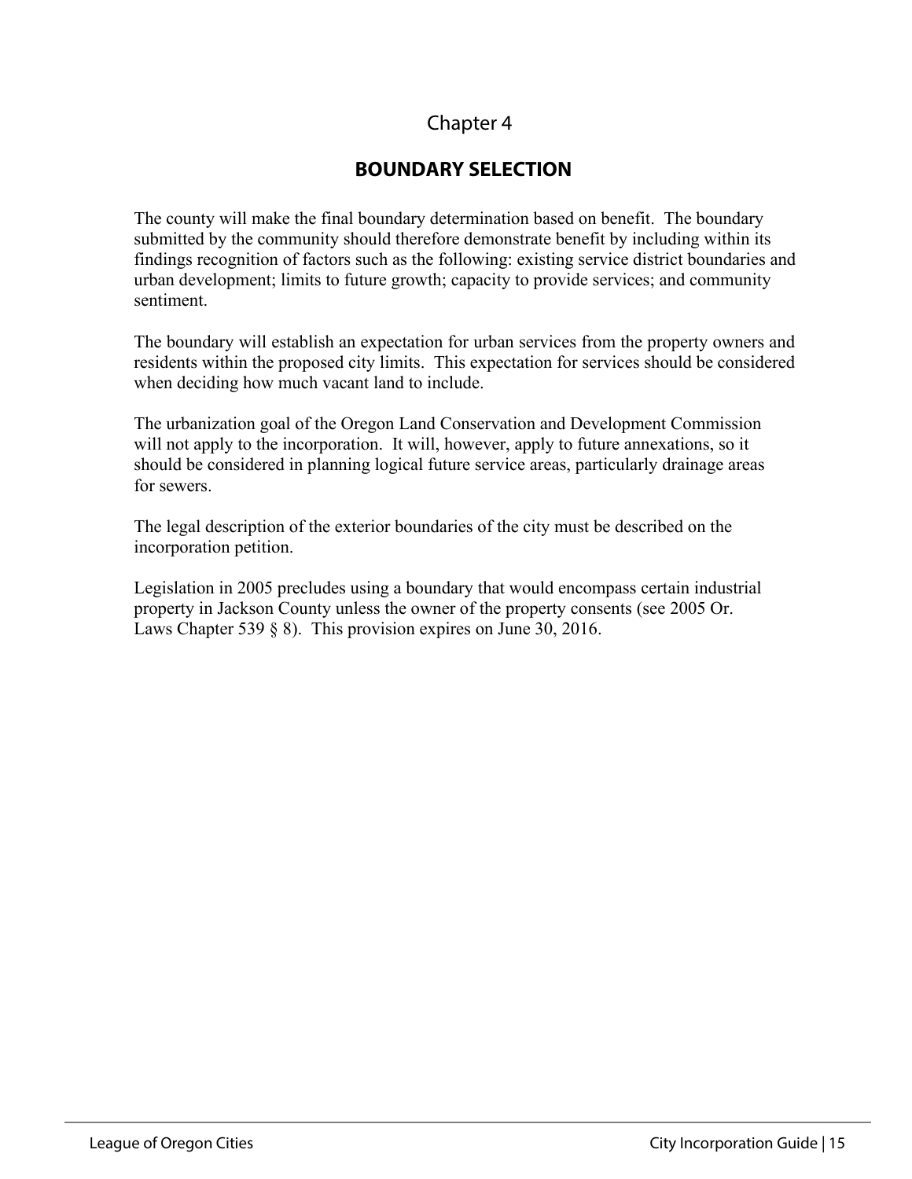Chapter 4

# BOUNDARY SELECTION

The county will make the final boundary determination based on benefit. The boundary submitted by the community should therefore demonstrate benefit by including within its findings recognition of factors such as the following: existing service district boundaries and urban development; limits to future growth; capacity to provide services; and community sentiment.

The boundary will establish an expectation for urban services from the property owners and residents within the proposed city limits. This expectation for services should be considered when deciding how much vacant land to include.

The urbanization goal of the Oregon Land Conservation and Development Commission will not apply to the incorporation. It will, however, apply to future annexations, so it should be considered in planning logical future service areas, particularly drainage areas for sewers.

The legal description of the exterior boundaries of the city must be described on the incorporation petition.

Legislation in 2005 precludes using a boundary that would encompass certain industrial property in Jackson County unless the owner of the property consents (see 2005 Or. Laws Chapter 539 § 8). This provision expires on June 30, 2016.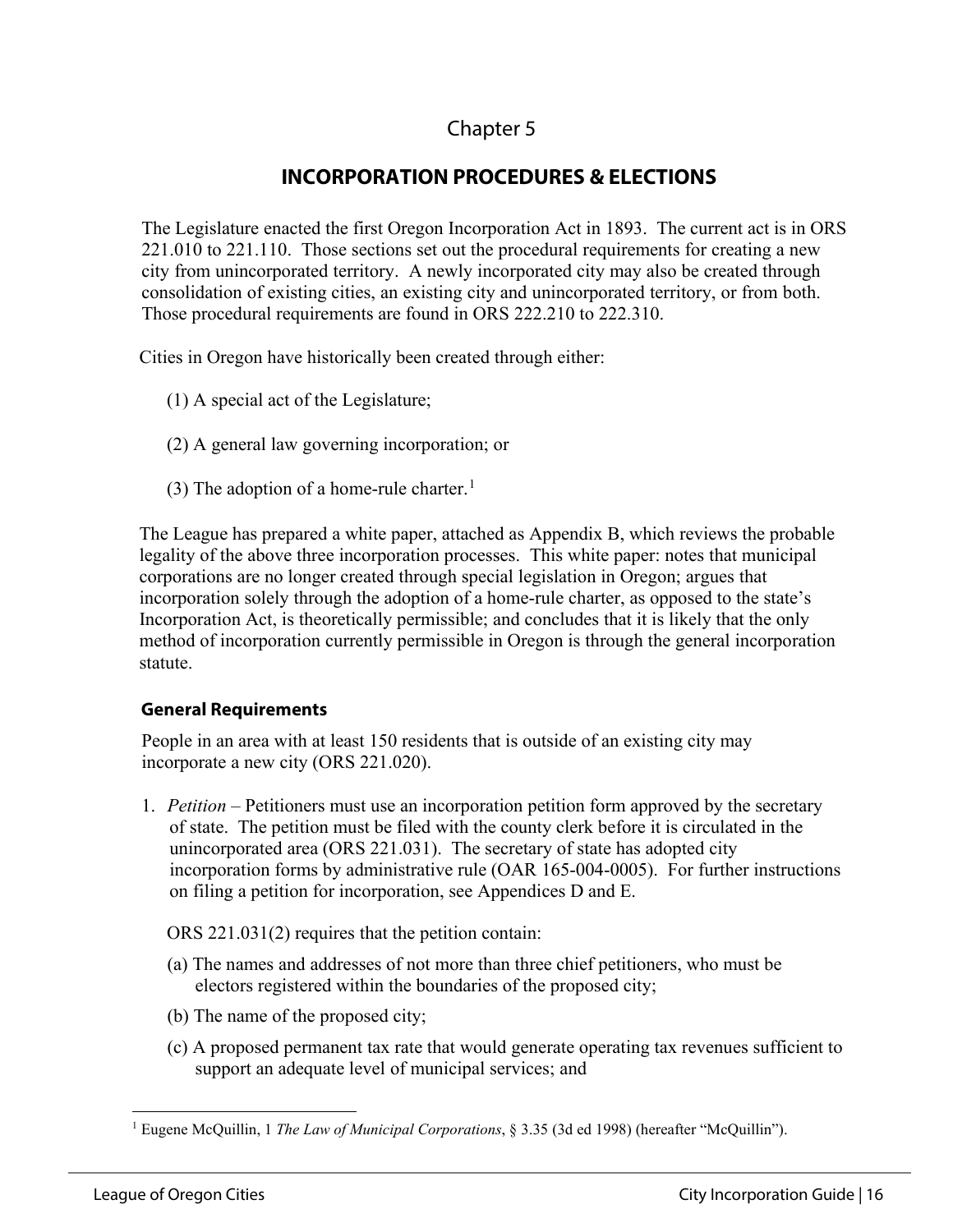# Chapter 5

## INCORPORATION PROCEDURES & ELECTIONS

The Legislature enacted the first Oregon Incorporation Act in 1893. The current act is in ORS 221.010 to 221.110. Those sections set out the procedural requirements for creating a new city from unincorporated territory. A newly incorporated city may also be created through consolidation of existing cities, an existing city and unincorporated territory, or from both. Those procedural requirements are found in ORS 222.210 to 222.310.

Cities in Oregon have historically been created through either:

(1) A special act of the Legislature;

(2) A general law governing incorporation; or

(3) The adoption of a home-rule charter.[1]

The League has prepared a white paper, attached as Appendix B, which reviews the probable legality of the above three incorporation processes. This white paper: notes that municipal corporations are no longer created through special legislation in Oregon; argues that incorporation solely through the adoption of a home-rule charter, as opposed to the state's Incorporation Act, is theoretically permissible; and concludes that it is likely that the only method of incorporation currently permissible in Oregon is through the general incorporation statute.

### General Requirements

People in an area with at least 150 residents that is outside of an existing city may incorporate a new city (ORS 221.020).

1. *Petition* – Petitioners must use an incorporation petition form approved by the secretary of state. The petition must be filed with the county clerk before it is circulated in the unincorporated area (ORS 221.031). The secretary of state has adopted city incorporation forms by administrative rule (OAR 165-004-0005). For further instructions on filing a petition for incorporation, see Appendices D and E.

   ORS 221.031(2) requires that the petition contain:

   (a) The names and addresses of not more than three chief petitioners, who must be electors registered within the boundaries of the proposed city;

   (b) The name of the proposed city;

   (c) A proposed permanent tax rate that would generate operating tax revenues sufficient to support an adequate level of municipal services; and

[1] Eugene McQuillin, 1 *The Law of Municipal Corporations*, § 3.35 (3d ed 1998) (hereafter "McQuillin").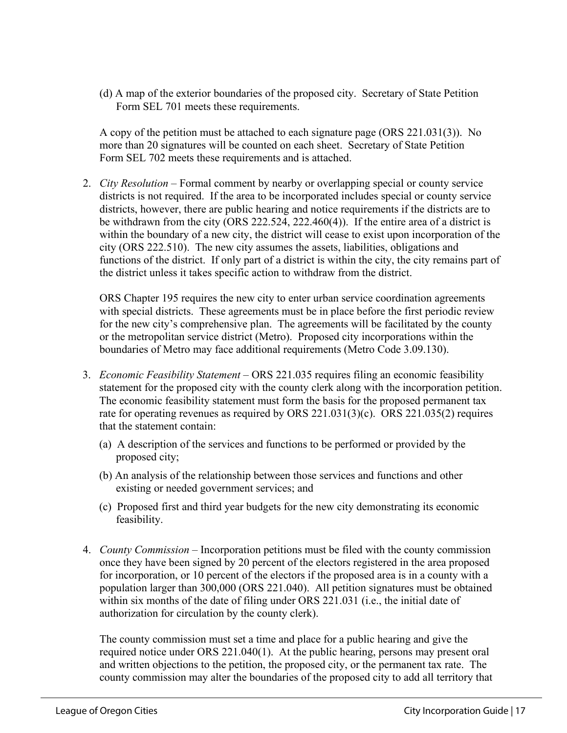(d) A map of the exterior boundaries of the proposed city. Secretary of State Petition Form SEL 701 meets these requirements.

A copy of the petition must be attached to each signature page (ORS 221.031(3)). No more than 20 signatures will be counted on each sheet. Secretary of State Petition Form SEL 702 meets these requirements and is attached.

2. *City Resolution* – Formal comment by nearby or overlapping special or county service districts is not required. If the area to be incorporated includes special or county service districts, however, there are public hearing and notice requirements if the districts are to be withdrawn from the city (ORS 222.524, 222.460(4)). If the entire area of a district is within the boundary of a new city, the district will cease to exist upon incorporation of the city (ORS 222.510). The new city assumes the assets, liabilities, obligations and functions of the district. If only part of a district is within the city, the city remains part of the district unless it takes specific action to withdraw from the district.

   ORS Chapter 195 requires the new city to enter urban service coordination agreements with special districts. These agreements must be in place before the first periodic review for the new city's comprehensive plan. The agreements will be facilitated by the county or the metropolitan service district (Metro). Proposed city incorporations within the boundaries of Metro may face additional requirements (Metro Code 3.09.130).

3. *Economic Feasibility Statement* – ORS 221.035 requires filing an economic feasibility statement for the proposed city with the county clerk along with the incorporation petition. The economic feasibility statement must form the basis for the proposed permanent tax rate for operating revenues as required by ORS 221.031(3)(c). ORS 221.035(2) requires that the statement contain:

   (a) A description of the services and functions to be performed or provided by the proposed city;

   (b) An analysis of the relationship between those services and functions and other existing or needed government services; and

   (c) Proposed first and third year budgets for the new city demonstrating its economic feasibility.

4. *County Commission* – Incorporation petitions must be filed with the county commission once they have been signed by 20 percent of the electors registered in the area proposed for incorporation, or 10 percent of the electors if the proposed area is in a county with a population larger than 300,000 (ORS 221.040). All petition signatures must be obtained within six months of the date of filing under ORS 221.031 (i.e., the initial date of authorization for circulation by the county clerk).

   The county commission must set a time and place for a public hearing and give the required notice under ORS 221.040(1). At the public hearing, persons may present oral and written objections to the petition, the proposed city, or the permanent tax rate. The county commission may alter the boundaries of the proposed city to add all territory that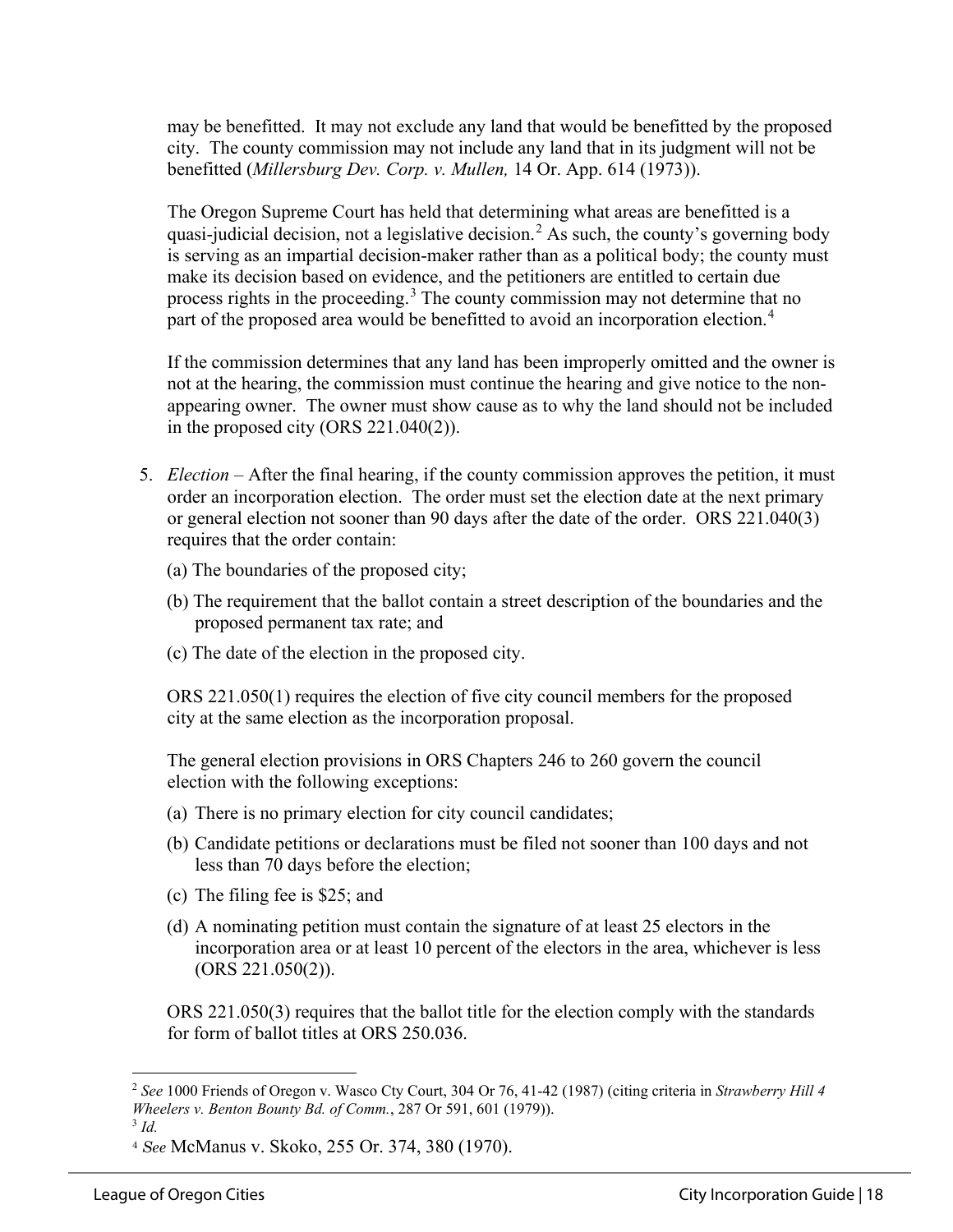may be benefitted. It may not exclude any land that would be benefitted by the proposed city. The county commission may not include any land that in its judgment will not be benefitted (*Millersburg Dev. Corp. v. Mullen,* 14 Or. App. 614 (1973)).

The Oregon Supreme Court has held that determining what areas are benefitted is a quasi-judicial decision, not a legislative decision.[2] As such, the county's governing body is serving as an impartial decision-maker rather than as a political body; the county must make its decision based on evidence, and the petitioners are entitled to certain due process rights in the proceeding.[3] The county commission may not determine that no part of the proposed area would be benefitted to avoid an incorporation election.[4]

If the commission determines that any land has been improperly omitted and the owner is not at the hearing, the commission must continue the hearing and give notice to the non-appearing owner. The owner must show cause as to why the land should not be included in the proposed city (ORS 221.040(2)).

5. *Election* – After the final hearing, if the county commission approves the petition, it must order an incorporation election. The order must set the election date at the next primary or general election not sooner than 90 days after the date of the order. ORS 221.040(3) requires that the order contain:

   (a) The boundaries of the proposed city;

   (b) The requirement that the ballot contain a street description of the boundaries and the proposed permanent tax rate; and

   (c) The date of the election in the proposed city.

   ORS 221.050(1) requires the election of five city council members for the proposed city at the same election as the incorporation proposal.

   The general election provisions in ORS Chapters 246 to 260 govern the council election with the following exceptions:

   (a) There is no primary election for city council candidates;

   (b) Candidate petitions or declarations must be filed not sooner than 100 days and not less than 70 days before the election;

   (c) The filing fee is $25; and

   (d) A nominating petition must contain the signature of at least 25 electors in the incorporation area or at least 10 percent of the electors in the area, whichever is less (ORS 221.050(2)).

   ORS 221.050(3) requires that the ballot title for the election comply with the standards for form of ballot titles at ORS 250.036.

---

[2] *See* 1000 Friends of Oregon v. Wasco Cty Court, 304 Or 76, 41-42 (1987) (citing criteria in *Strawberry Hill 4 Wheelers v. Benton Bounty Bd. of Comm.*, 287 Or 591, 601 (1979)).

[3] *Id.*

[4] *See* McManus v. Skoko, 255 Or. 374, 380 (1970).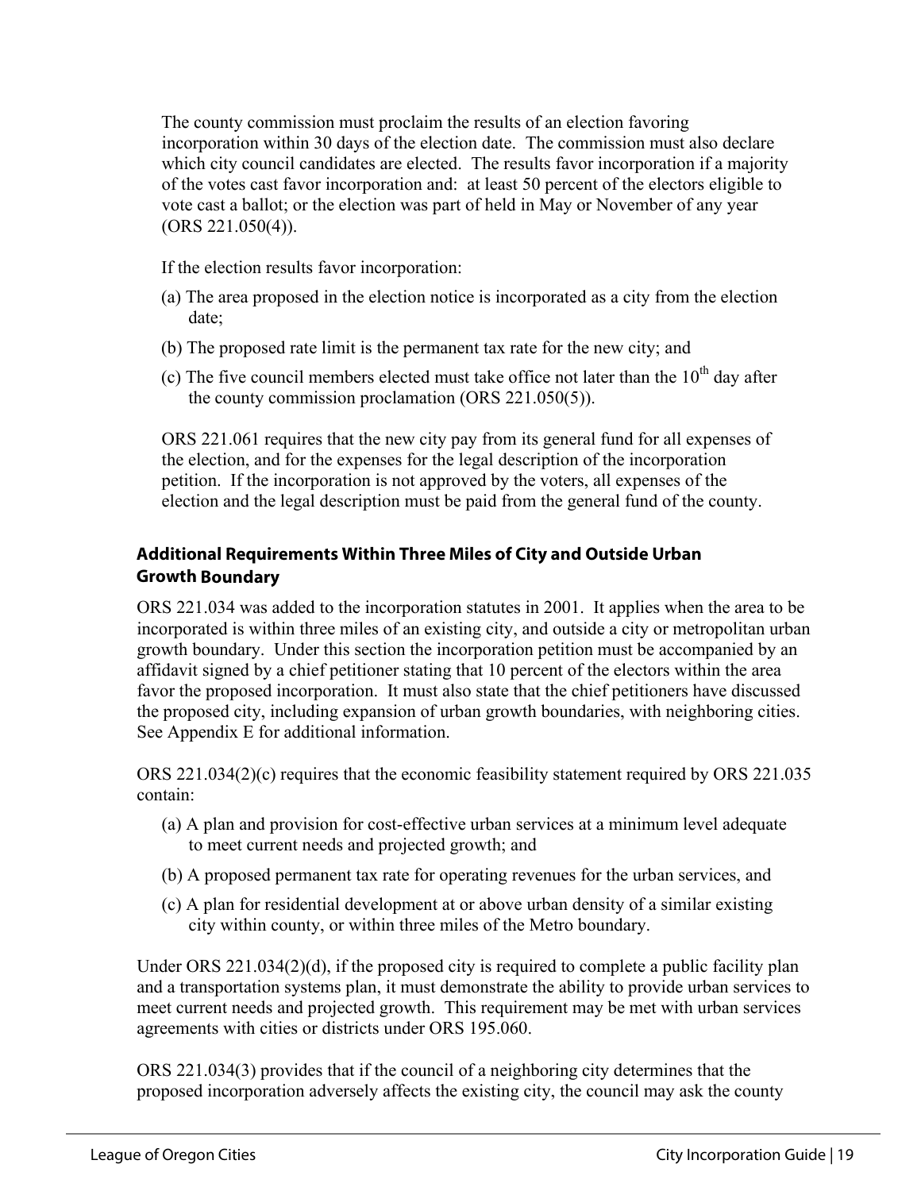The county commission must proclaim the results of an election favoring incorporation within 30 days of the election date. The commission must also declare which city council candidates are elected. The results favor incorporation if a majority of the votes cast favor incorporation and: at least 50 percent of the electors eligible to vote cast a ballot; or the election was part of held in May or November of any year (ORS 221.050(4)).

If the election results favor incorporation:

(a) The area proposed in the election notice is incorporated as a city from the election date;

(b) The proposed rate limit is the permanent tax rate for the new city; and

(c) The five council members elected must take office not later than the 10th day after the county commission proclamation (ORS 221.050(5)).

ORS 221.061 requires that the new city pay from its general fund for all expenses of the election, and for the expenses for the legal description of the incorporation petition. If the incorporation is not approved by the voters, all expenses of the election and the legal description must be paid from the general fund of the county.

### Additional Requirements Within Three Miles of City and Outside Urban Growth Boundary

ORS 221.034 was added to the incorporation statutes in 2001. It applies when the area to be incorporated is within three miles of an existing city, and outside a city or metropolitan urban growth boundary. Under this section the incorporation petition must be accompanied by an affidavit signed by a chief petitioner stating that 10 percent of the electors within the area favor the proposed incorporation. It must also state that the chief petitioners have discussed the proposed city, including expansion of urban growth boundaries, with neighboring cities. See Appendix E for additional information.

ORS 221.034(2)(c) requires that the economic feasibility statement required by ORS 221.035 contain:

(a) A plan and provision for cost-effective urban services at a minimum level adequate to meet current needs and projected growth; and

(b) A proposed permanent tax rate for operating revenues for the urban services, and

(c) A plan for residential development at or above urban density of a similar existing city within county, or within three miles of the Metro boundary.

Under ORS 221.034(2)(d), if the proposed city is required to complete a public facility plan and a transportation systems plan, it must demonstrate the ability to provide urban services to meet current needs and projected growth. This requirement may be met with urban services agreements with cities or districts under ORS 195.060.

ORS 221.034(3) provides that if the council of a neighboring city determines that the proposed incorporation adversely affects the existing city, the council may ask the county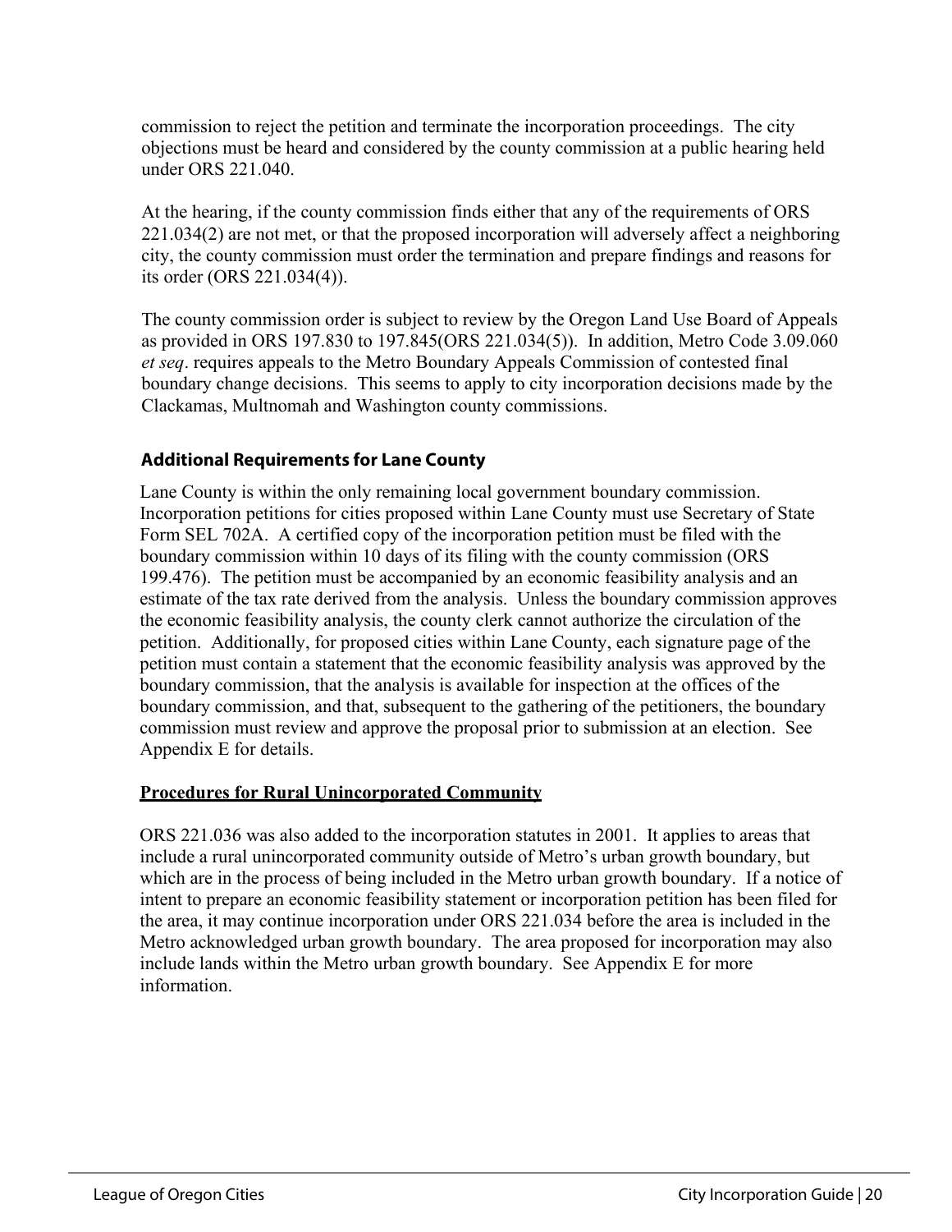commission to reject the petition and terminate the incorporation proceedings. The city objections must be heard and considered by the county commission at a public hearing held under ORS 221.040.

At the hearing, if the county commission finds either that any of the requirements of ORS 221.034(2) are not met, or that the proposed incorporation will adversely affect a neighboring city, the county commission must order the termination and prepare findings and reasons for its order (ORS 221.034(4)).

The county commission order is subject to review by the Oregon Land Use Board of Appeals as provided in ORS 197.830 to 197.845(ORS 221.034(5)). In addition, Metro Code 3.09.060 *et seq*. requires appeals to the Metro Boundary Appeals Commission of contested final boundary change decisions. This seems to apply to city incorporation decisions made by the Clackamas, Multnomah and Washington county commissions.

### Additional Requirements for Lane County

Lane County is within the only remaining local government boundary commission. Incorporation petitions for cities proposed within Lane County must use Secretary of State Form SEL 702A. A certified copy of the incorporation petition must be filed with the boundary commission within 10 days of its filing with the county commission (ORS 199.476). The petition must be accompanied by an economic feasibility analysis and an estimate of the tax rate derived from the analysis. Unless the boundary commission approves the economic feasibility analysis, the county clerk cannot authorize the circulation of the petition. Additionally, for proposed cities within Lane County, each signature page of the petition must contain a statement that the economic feasibility analysis was approved by the boundary commission, that the analysis is available for inspection at the offices of the boundary commission, and that, subsequent to the gathering of the petitioners, the boundary commission must review and approve the proposal prior to submission at an election. See Appendix E for details.

### Procedures for Rural Unincorporated Community

ORS 221.036 was also added to the incorporation statutes in 2001. It applies to areas that include a rural unincorporated community outside of Metro's urban growth boundary, but which are in the process of being included in the Metro urban growth boundary. If a notice of intent to prepare an economic feasibility statement or incorporation petition has been filed for the area, it may continue incorporation under ORS 221.034 before the area is included in the Metro acknowledged urban growth boundary. The area proposed for incorporation may also include lands within the Metro urban growth boundary. See Appendix E for more information.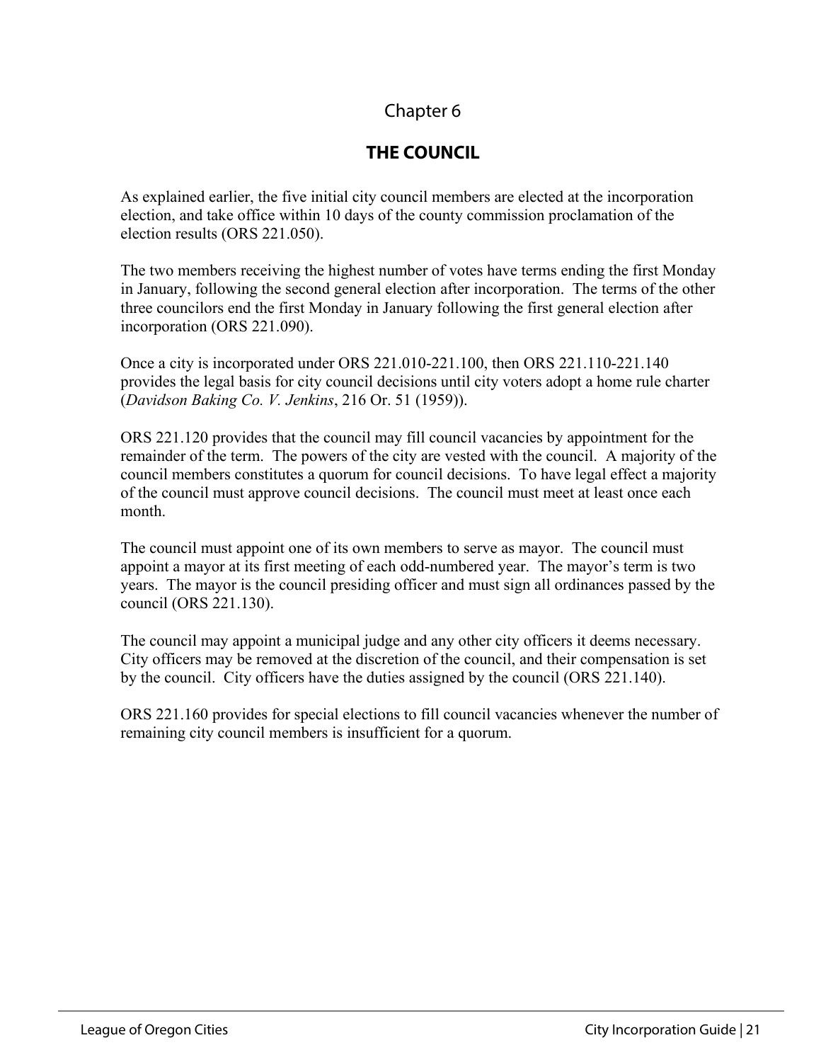Chapter 6

# THE COUNCIL

As explained earlier, the five initial city council members are elected at the incorporation election, and take office within 10 days of the county commission proclamation of the election results (ORS 221.050).

The two members receiving the highest number of votes have terms ending the first Monday in January, following the second general election after incorporation. The terms of the other three councilors end the first Monday in January following the first general election after incorporation (ORS 221.090).

Once a city is incorporated under ORS 221.010-221.100, then ORS 221.110-221.140 provides the legal basis for city council decisions until city voters adopt a home rule charter (*Davidson Baking Co. V. Jenkins*, 216 Or. 51 (1959)).

ORS 221.120 provides that the council may fill council vacancies by appointment for the remainder of the term. The powers of the city are vested with the council. A majority of the council members constitutes a quorum for council decisions. To have legal effect a majority of the council must approve council decisions. The council must meet at least once each month.

The council must appoint one of its own members to serve as mayor. The council must appoint a mayor at its first meeting of each odd-numbered year. The mayor's term is two years. The mayor is the council presiding officer and must sign all ordinances passed by the council (ORS 221.130).

The council may appoint a municipal judge and any other city officers it deems necessary. City officers may be removed at the discretion of the council, and their compensation is set by the council. City officers have the duties assigned by the council (ORS 221.140).

ORS 221.160 provides for special elections to fill council vacancies whenever the number of remaining city council members is insufficient for a quorum.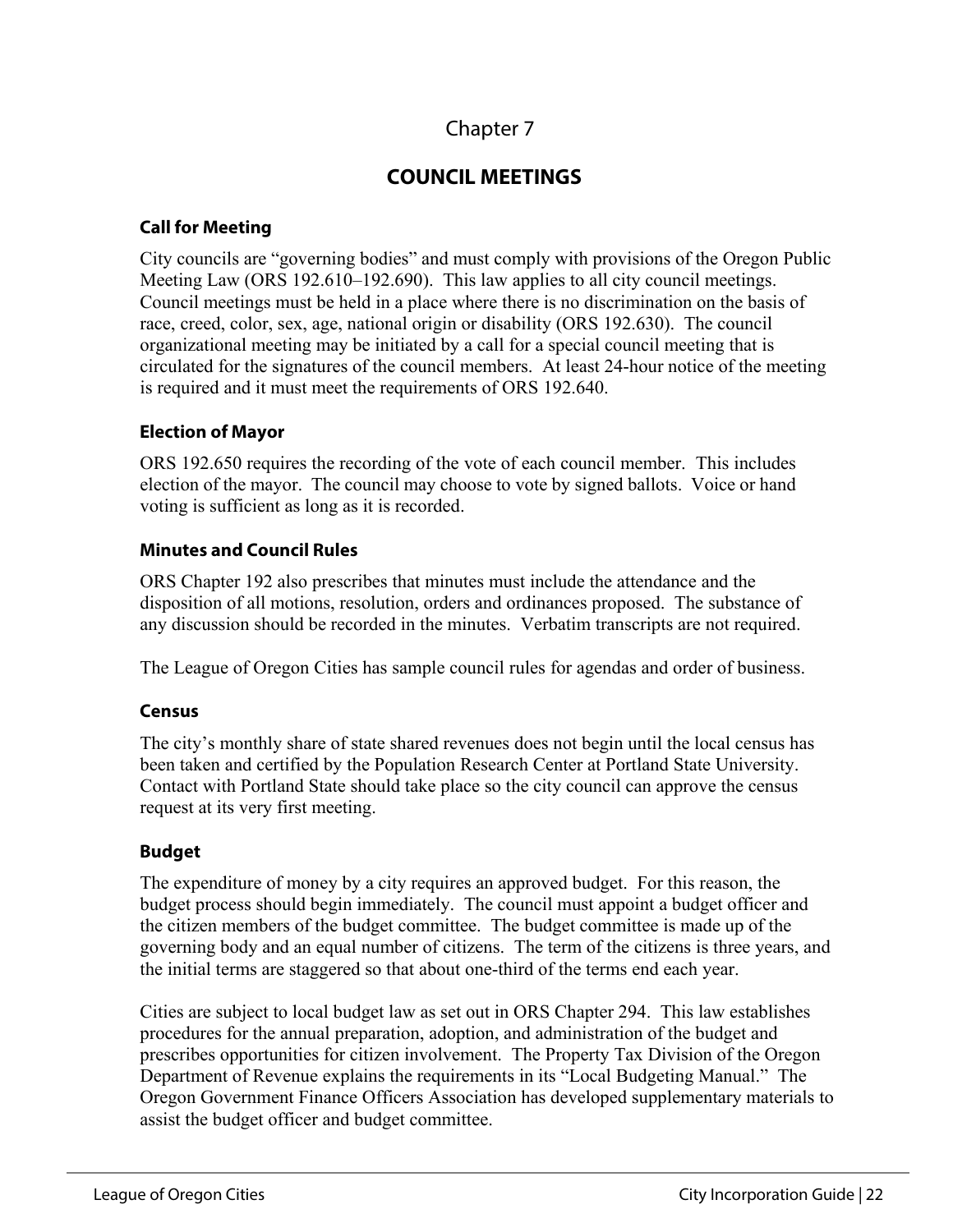# Chapter 7

## COUNCIL MEETINGS

### Call for Meeting

City councils are "governing bodies" and must comply with provisions of the Oregon Public Meeting Law (ORS 192.610–192.690). This law applies to all city council meetings. Council meetings must be held in a place where there is no discrimination on the basis of race, creed, color, sex, age, national origin or disability (ORS 192.630). The council organizational meeting may be initiated by a call for a special council meeting that is circulated for the signatures of the council members. At least 24-hour notice of the meeting is required and it must meet the requirements of ORS 192.640.

### Election of Mayor

ORS 192.650 requires the recording of the vote of each council member. This includes election of the mayor. The council may choose to vote by signed ballots. Voice or hand voting is sufficient as long as it is recorded.

### Minutes and Council Rules

ORS Chapter 192 also prescribes that minutes must include the attendance and the disposition of all motions, resolution, orders and ordinances proposed. The substance of any discussion should be recorded in the minutes. Verbatim transcripts are not required.

The League of Oregon Cities has sample council rules for agendas and order of business.

### Census

The city's monthly share of state shared revenues does not begin until the local census has been taken and certified by the Population Research Center at Portland State University. Contact with Portland State should take place so the city council can approve the census request at its very first meeting.

### Budget

The expenditure of money by a city requires an approved budget. For this reason, the budget process should begin immediately. The council must appoint a budget officer and the citizen members of the budget committee. The budget committee is made up of the governing body and an equal number of citizens. The term of the citizens is three years, and the initial terms are staggered so that about one-third of the terms end each year.

Cities are subject to local budget law as set out in ORS Chapter 294. This law establishes procedures for the annual preparation, adoption, and administration of the budget and prescribes opportunities for citizen involvement. The Property Tax Division of the Oregon Department of Revenue explains the requirements in its "Local Budgeting Manual." The Oregon Government Finance Officers Association has developed supplementary materials to assist the budget officer and budget committee.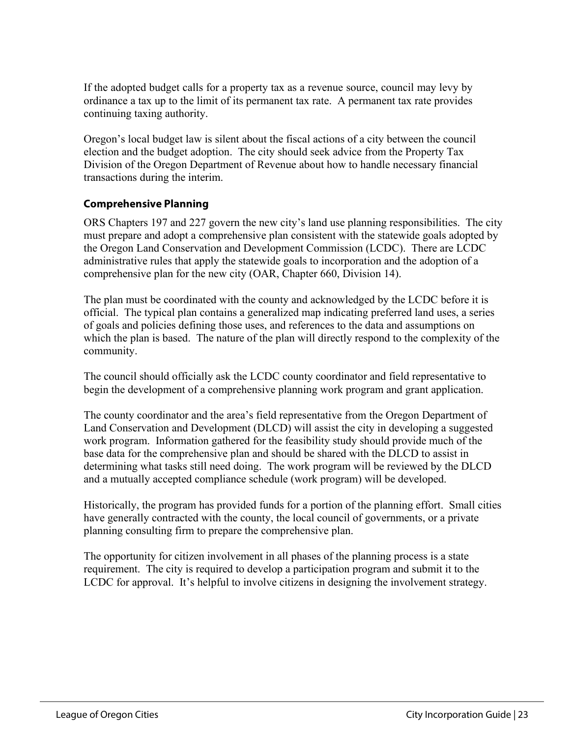If the adopted budget calls for a property tax as a revenue source, council may levy by ordinance a tax up to the limit of its permanent tax rate. A permanent tax rate provides continuing taxing authority.

Oregon's local budget law is silent about the fiscal actions of a city between the council election and the budget adoption. The city should seek advice from the Property Tax Division of the Oregon Department of Revenue about how to handle necessary financial transactions during the interim.

### Comprehensive Planning

ORS Chapters 197 and 227 govern the new city's land use planning responsibilities. The city must prepare and adopt a comprehensive plan consistent with the statewide goals adopted by the Oregon Land Conservation and Development Commission (LCDC). There are LCDC administrative rules that apply the statewide goals to incorporation and the adoption of a comprehensive plan for the new city (OAR, Chapter 660, Division 14).

The plan must be coordinated with the county and acknowledged by the LCDC before it is official. The typical plan contains a generalized map indicating preferred land uses, a series of goals and policies defining those uses, and references to the data and assumptions on which the plan is based. The nature of the plan will directly respond to the complexity of the community.

The council should officially ask the LCDC county coordinator and field representative to begin the development of a comprehensive planning work program and grant application.

The county coordinator and the area's field representative from the Oregon Department of Land Conservation and Development (DLCD) will assist the city in developing a suggested work program. Information gathered for the feasibility study should provide much of the base data for the comprehensive plan and should be shared with the DLCD to assist in determining what tasks still need doing. The work program will be reviewed by the DLCD and a mutually accepted compliance schedule (work program) will be developed.

Historically, the program has provided funds for a portion of the planning effort. Small cities have generally contracted with the county, the local council of governments, or a private planning consulting firm to prepare the comprehensive plan.

The opportunity for citizen involvement in all phases of the planning process is a state requirement. The city is required to develop a participation program and submit it to the LCDC for approval. It's helpful to involve citizens in designing the involvement strategy.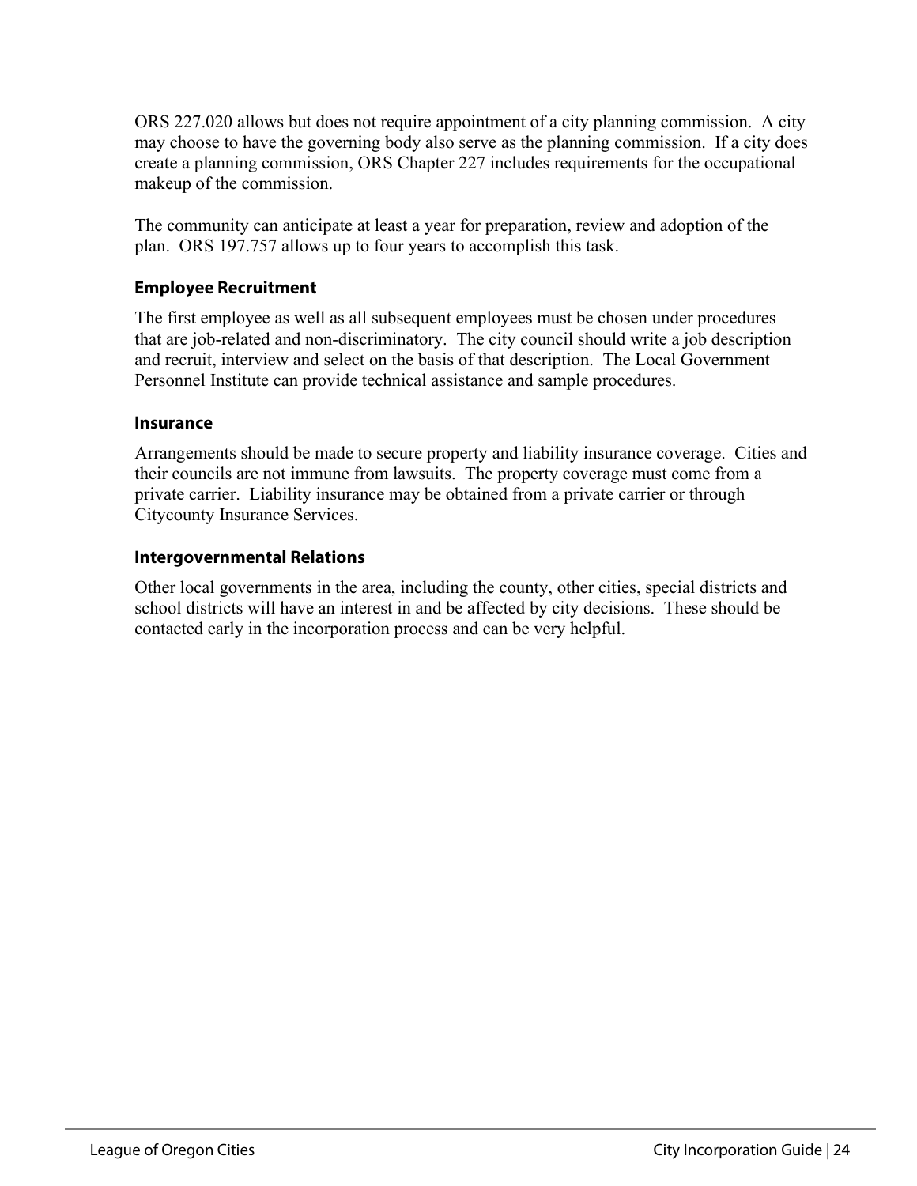ORS 227.020 allows but does not require appointment of a city planning commission. A city may choose to have the governing body also serve as the planning commission. If a city does create a planning commission, ORS Chapter 227 includes requirements for the occupational makeup of the commission.

The community can anticipate at least a year for preparation, review and adoption of the plan. ORS 197.757 allows up to four years to accomplish this task.

### Employee Recruitment

The first employee as well as all subsequent employees must be chosen under procedures that are job-related and non-discriminatory. The city council should write a job description and recruit, interview and select on the basis of that description. The Local Government Personnel Institute can provide technical assistance and sample procedures.

### Insurance

Arrangements should be made to secure property and liability insurance coverage. Cities and their councils are not immune from lawsuits. The property coverage must come from a private carrier. Liability insurance may be obtained from a private carrier or through Citycounty Insurance Services.

### Intergovernmental Relations

Other local governments in the area, including the county, other cities, special districts and school districts will have an interest in and be affected by city decisions. These should be contacted early in the incorporation process and can be very helpful.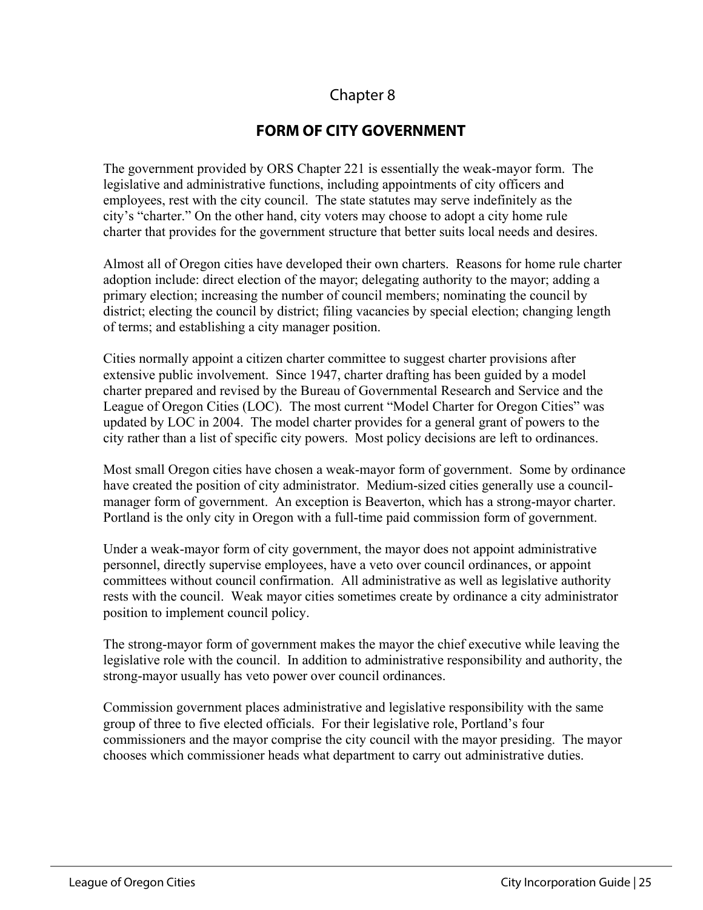Chapter 8

# FORM OF CITY GOVERNMENT

The government provided by ORS Chapter 221 is essentially the weak-mayor form. The legislative and administrative functions, including appointments of city officers and employees, rest with the city council. The state statutes may serve indefinitely as the city's "charter." On the other hand, city voters may choose to adopt a city home rule charter that provides for the government structure that better suits local needs and desires.

Almost all of Oregon cities have developed their own charters. Reasons for home rule charter adoption include: direct election of the mayor; delegating authority to the mayor; adding a primary election; increasing the number of council members; nominating the council by district; electing the council by district; filing vacancies by special election; changing length of terms; and establishing a city manager position.

Cities normally appoint a citizen charter committee to suggest charter provisions after extensive public involvement. Since 1947, charter drafting has been guided by a model charter prepared and revised by the Bureau of Governmental Research and Service and the League of Oregon Cities (LOC). The most current "Model Charter for Oregon Cities" was updated by LOC in 2004. The model charter provides for a general grant of powers to the city rather than a list of specific city powers. Most policy decisions are left to ordinances.

Most small Oregon cities have chosen a weak-mayor form of government. Some by ordinance have created the position of city administrator. Medium-sized cities generally use a council-manager form of government. An exception is Beaverton, which has a strong-mayor charter. Portland is the only city in Oregon with a full-time paid commission form of government.

Under a weak-mayor form of city government, the mayor does not appoint administrative personnel, directly supervise employees, have a veto over council ordinances, or appoint committees without council confirmation. All administrative as well as legislative authority rests with the council. Weak mayor cities sometimes create by ordinance a city administrator position to implement council policy.

The strong-mayor form of government makes the mayor the chief executive while leaving the legislative role with the council. In addition to administrative responsibility and authority, the strong-mayor usually has veto power over council ordinances.

Commission government places administrative and legislative responsibility with the same group of three to five elected officials. For their legislative role, Portland's four commissioners and the mayor comprise the city council with the mayor presiding. The mayor chooses which commissioner heads what department to carry out administrative duties.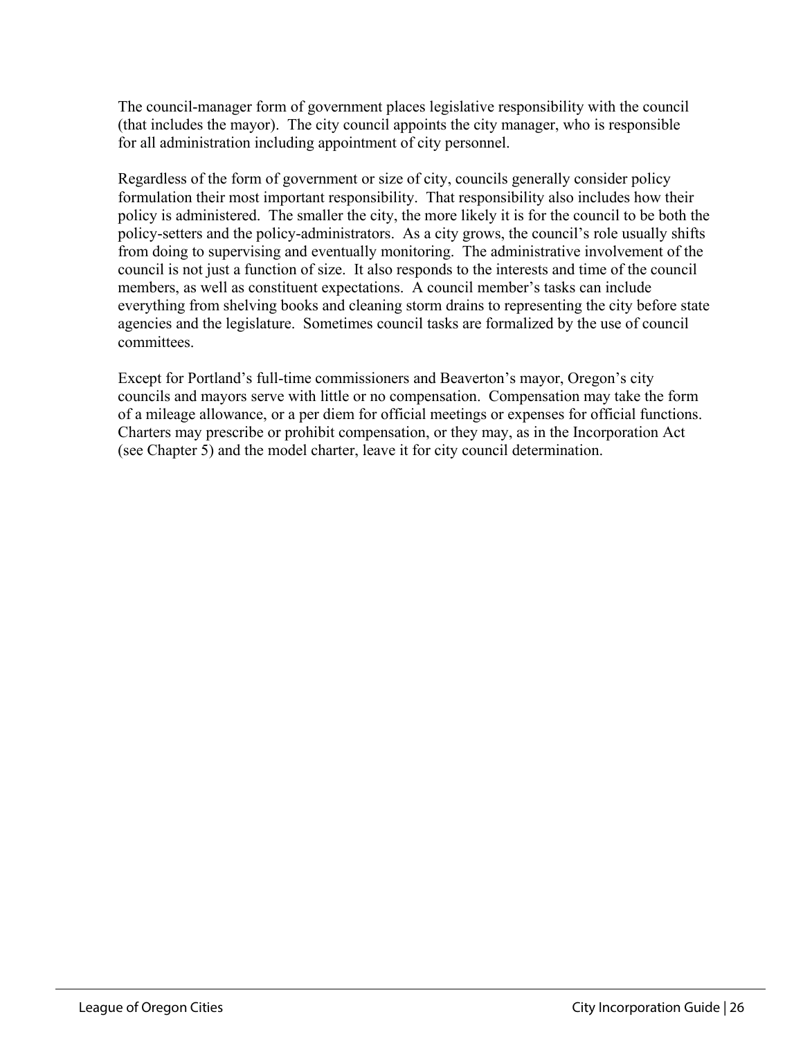The council-manager form of government places legislative responsibility with the council (that includes the mayor). The city council appoints the city manager, who is responsible for all administration including appointment of city personnel.

Regardless of the form of government or size of city, councils generally consider policy formulation their most important responsibility. That responsibility also includes how their policy is administered. The smaller the city, the more likely it is for the council to be both the policy-setters and the policy-administrators. As a city grows, the council's role usually shifts from doing to supervising and eventually monitoring. The administrative involvement of the council is not just a function of size. It also responds to the interests and time of the council members, as well as constituent expectations. A council member's tasks can include everything from shelving books and cleaning storm drains to representing the city before state agencies and the legislature. Sometimes council tasks are formalized by the use of council committees.

Except for Portland's full-time commissioners and Beaverton's mayor, Oregon's city councils and mayors serve with little or no compensation. Compensation may take the form of a mileage allowance, or a per diem for official meetings or expenses for official functions. Charters may prescribe or prohibit compensation, or they may, as in the Incorporation Act (see Chapter 5) and the model charter, leave it for city council determination.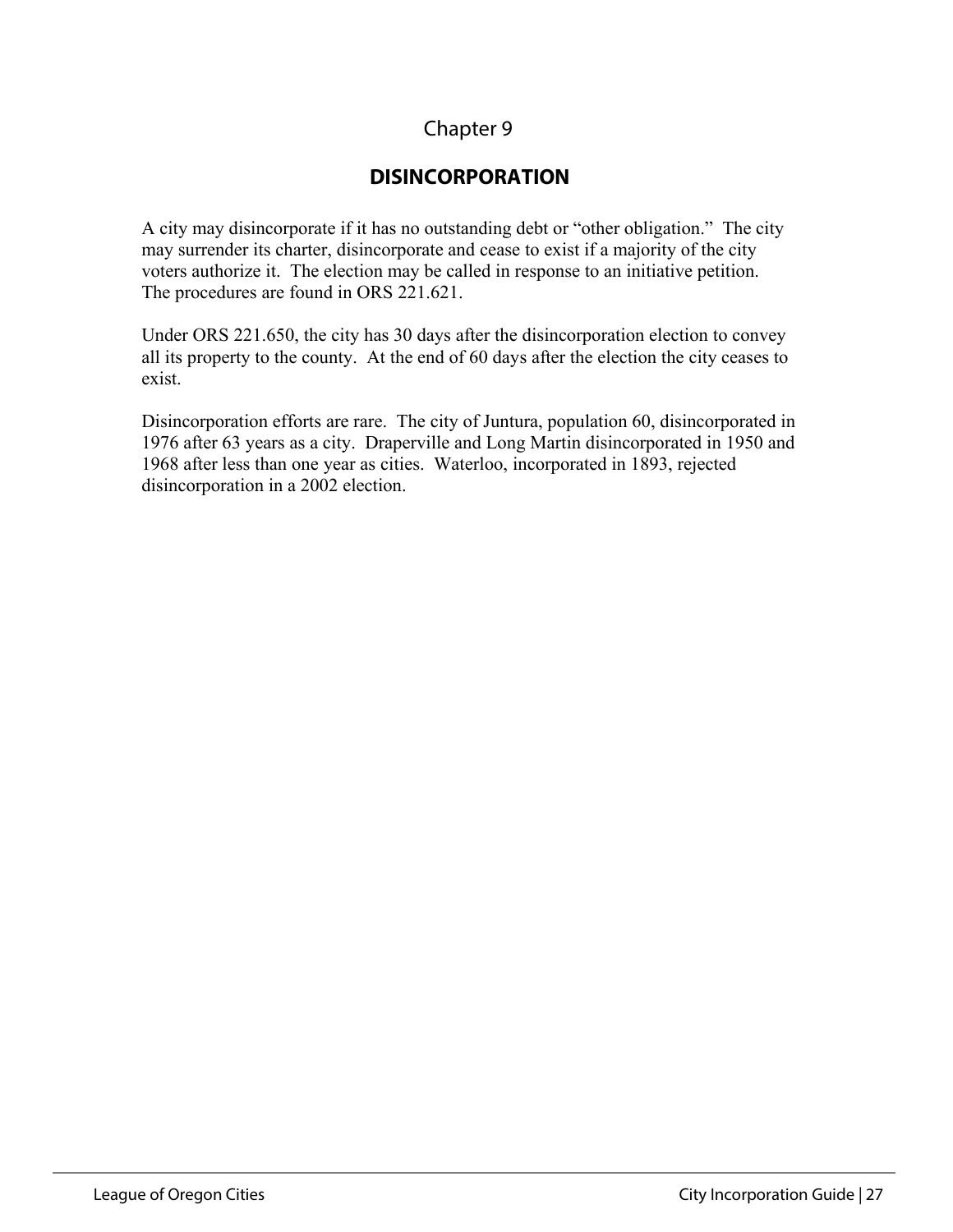Chapter 9

## DISINCORPORATION

A city may disincorporate if it has no outstanding debt or "other obligation." The city may surrender its charter, disincorporate and cease to exist if a majority of the city voters authorize it. The election may be called in response to an initiative petition. The procedures are found in ORS 221.621.

Under ORS 221.650, the city has 30 days after the disincorporation election to convey all its property to the county. At the end of 60 days after the election the city ceases to exist.

Disincorporation efforts are rare. The city of Juntura, population 60, disincorporated in 1976 after 63 years as a city. Draperville and Long Martin disincorporated in 1950 and 1968 after less than one year as cities. Waterloo, incorporated in 1893, rejected disincorporation in a 2002 election.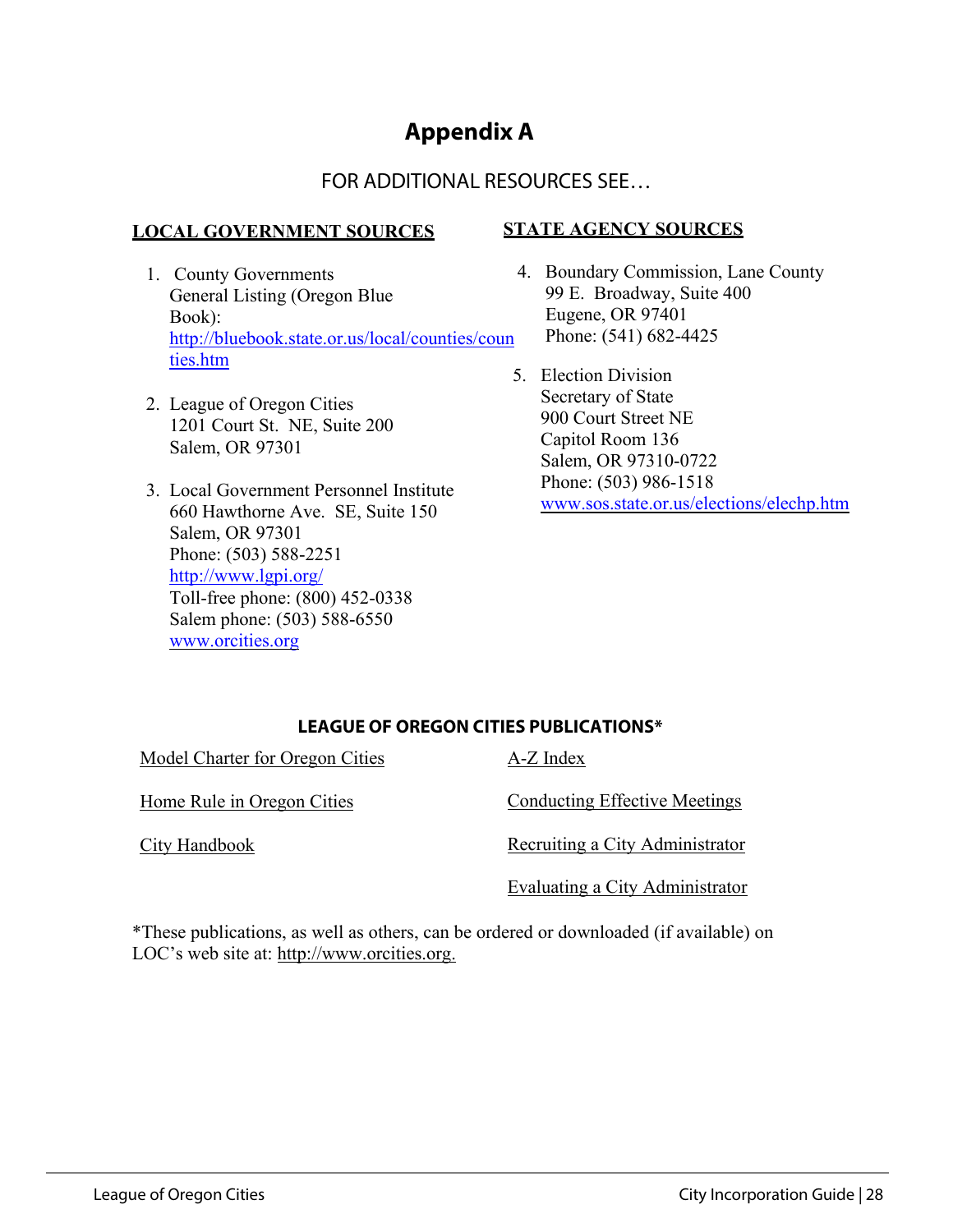# Appendix A

FOR ADDITIONAL RESOURCES SEE…

## LOCAL GOVERNMENT SOURCES

1. County Governments
   General Listing (Oregon Blue Book):
   http://bluebook.state.or.us/local/counties/counties.htm

2. League of Oregon Cities
   1201 Court St. NE, Suite 200
   Salem, OR 97301

3. Local Government Personnel Institute
   660 Hawthorne Ave. SE, Suite 150
   Salem, OR 97301
   Phone: (503) 588-2251
   http://www.lgpi.org/
   Toll-free phone: (800) 452-0338
   Salem phone: (503) 588-6550
   www.orcities.org

## STATE AGENCY SOURCES

4. Boundary Commission, Lane County
   99 E. Broadway, Suite 400
   Eugene, OR 97401
   Phone: (541) 682-4425

5. Election Division
   Secretary of State
   900 Court Street NE
   Capitol Room 136
   Salem, OR 97310-0722
   Phone: (503) 986-1518
   www.sos.state.or.us/elections/elechp.htm

## LEAGUE OF OREGON CITIES PUBLICATIONS*

Model Charter for Oregon Cities

Home Rule in Oregon Cities

City Handbook

A-Z Index

Conducting Effective Meetings

Recruiting a City Administrator

Evaluating a City Administrator

*These publications, as well as others, can be ordered or downloaded (if available) on LOC's web site at: http://www.orcities.org.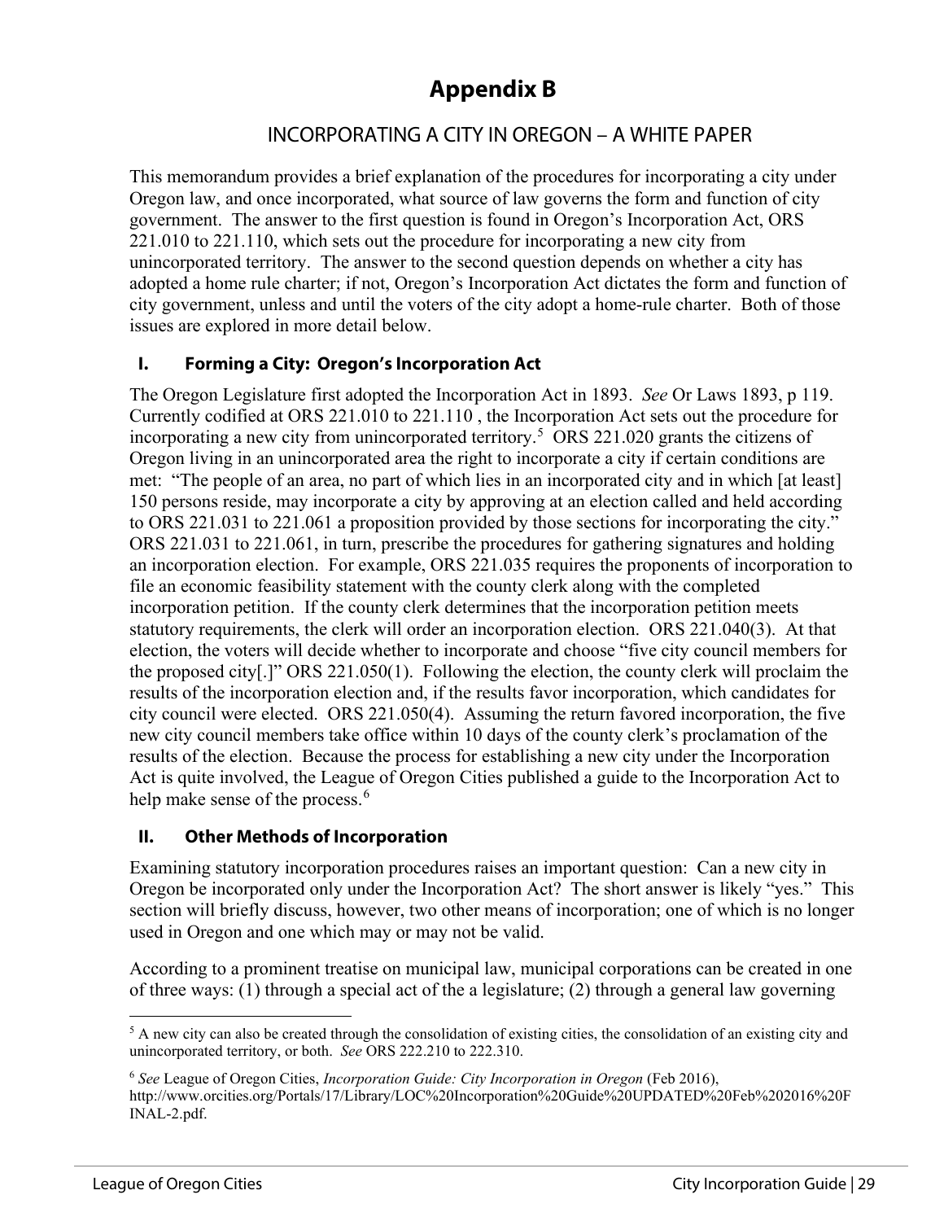# Appendix B

## INCORPORATING A CITY IN OREGON – A WHITE PAPER

This memorandum provides a brief explanation of the procedures for incorporating a city under Oregon law, and once incorporated, what source of law governs the form and function of city government. The answer to the first question is found in Oregon's Incorporation Act, ORS 221.010 to 221.110, which sets out the procedure for incorporating a new city from unincorporated territory. The answer to the second question depends on whether a city has adopted a home rule charter; if not, Oregon's Incorporation Act dictates the form and function of city government, unless and until the voters of the city adopt a home-rule charter. Both of those issues are explored in more detail below.

### I. Forming a City: Oregon's Incorporation Act

The Oregon Legislature first adopted the Incorporation Act in 1893. *See* Or Laws 1893, p 119. Currently codified at ORS 221.010 to 221.110 , the Incorporation Act sets out the procedure for incorporating a new city from unincorporated territory.[5] ORS 221.020 grants the citizens of Oregon living in an unincorporated area the right to incorporate a city if certain conditions are met: "The people of an area, no part of which lies in an incorporated city and in which [at least] 150 persons reside, may incorporate a city by approving at an election called and held according to ORS 221.031 to 221.061 a proposition provided by those sections for incorporating the city." ORS 221.031 to 221.061, in turn, prescribe the procedures for gathering signatures and holding an incorporation election. For example, ORS 221.035 requires the proponents of incorporation to file an economic feasibility statement with the county clerk along with the completed incorporation petition. If the county clerk determines that the incorporation petition meets statutory requirements, the clerk will order an incorporation election. ORS 221.040(3). At that election, the voters will decide whether to incorporate and choose "five city council members for the proposed city[.]" ORS 221.050(1). Following the election, the county clerk will proclaim the results of the incorporation election and, if the results favor incorporation, which candidates for city council were elected. ORS 221.050(4). Assuming the return favored incorporation, the five new city council members take office within 10 days of the county clerk's proclamation of the results of the election. Because the process for establishing a new city under the Incorporation Act is quite involved, the League of Oregon Cities published a guide to the Incorporation Act to help make sense of the process.[6]

### II. Other Methods of Incorporation

Examining statutory incorporation procedures raises an important question: Can a new city in Oregon be incorporated only under the Incorporation Act? The short answer is likely "yes." This section will briefly discuss, however, two other means of incorporation; one of which is no longer used in Oregon and one which may or may not be valid.

According to a prominent treatise on municipal law, municipal corporations can be created in one of three ways: (1) through a special act of the a legislature; (2) through a general law governing

---

[5] A new city can also be created through the consolidation of existing cities, the consolidation of an existing city and unincorporated territory, or both. *See* ORS 222.210 to 222.310.

[6] *See* League of Oregon Cities, *Incorporation Guide: City Incorporation in Oregon* (Feb 2016), http://www.orcities.org/Portals/17/Library/LOC%20Incorporation%20Guide%20UPDATED%20Feb%202016%20FINAL-2.pdf.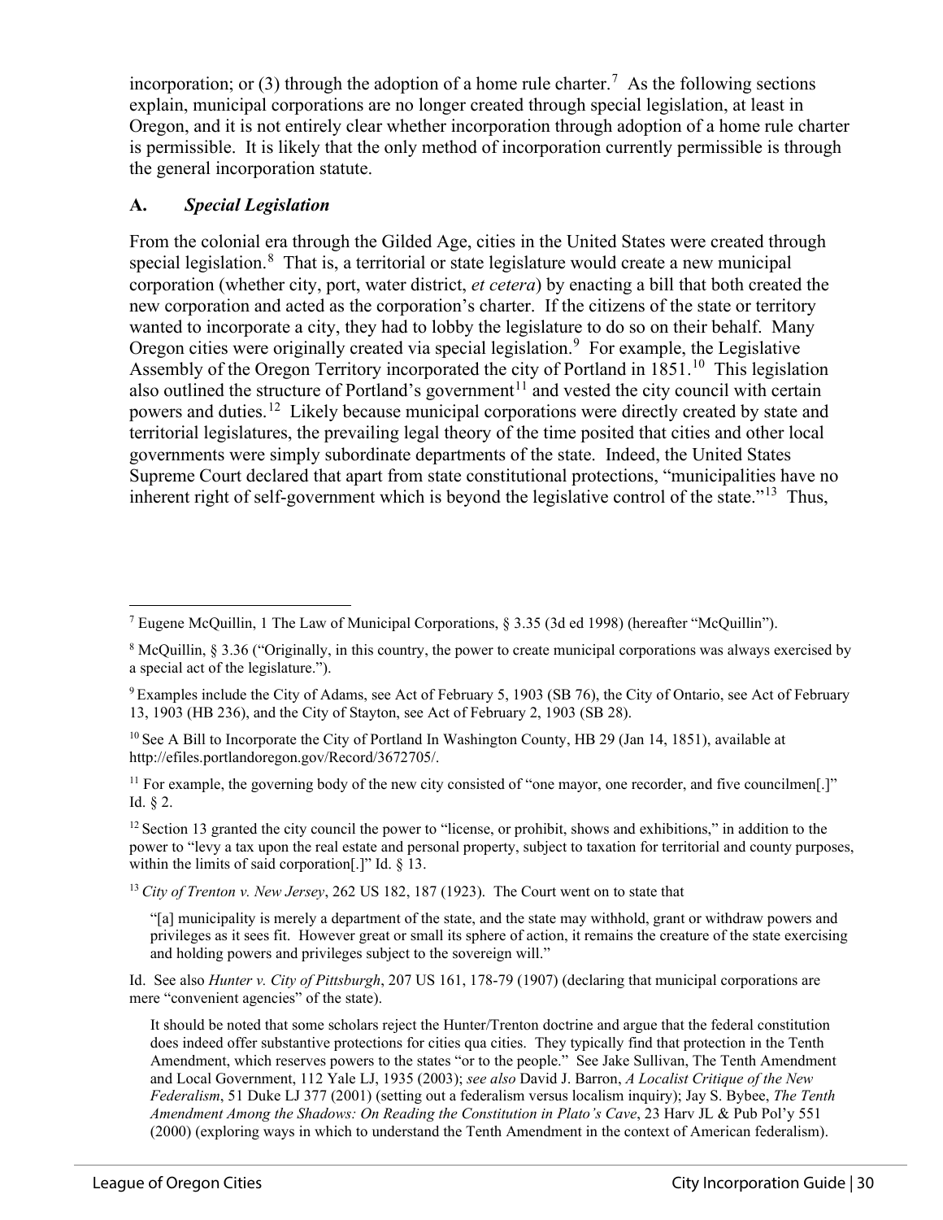incorporation; or (3) through the adoption of a home rule charter.[7] As the following sections explain, municipal corporations are no longer created through special legislation, at least in Oregon, and it is not entirely clear whether incorporation through adoption of a home rule charter is permissible. It is likely that the only method of incorporation currently permissible is through the general incorporation statute.

### A. *Special Legislation*

From the colonial era through the Gilded Age, cities in the United States were created through special legislation.[8] That is, a territorial or state legislature would create a new municipal corporation (whether city, port, water district, *et cetera*) by enacting a bill that both created the new corporation and acted as the corporation's charter. If the citizens of the state or territory wanted to incorporate a city, they had to lobby the legislature to do so on their behalf. Many Oregon cities were originally created via special legislation.[9] For example, the Legislative Assembly of the Oregon Territory incorporated the city of Portland in 1851.[10] This legislation also outlined the structure of Portland's government[11] and vested the city council with certain powers and duties.[12] Likely because municipal corporations were directly created by state and territorial legislatures, the prevailing legal theory of the time posited that cities and other local governments were simply subordinate departments of the state. Indeed, the United States Supreme Court declared that apart from state constitutional protections, "municipalities have no inherent right of self-government which is beyond the legislative control of the state."[13] Thus,

---

[7] Eugene McQuillin, 1 The Law of Municipal Corporations, § 3.35 (3d ed 1998) (hereafter "McQuillin").

[8] McQuillin, § 3.36 ("Originally, in this country, the power to create municipal corporations was always exercised by a special act of the legislature.").

[9] Examples include the City of Adams, see Act of February 5, 1903 (SB 76), the City of Ontario, see Act of February 13, 1903 (HB 236), and the City of Stayton, see Act of February 2, 1903 (SB 28).

[10] See A Bill to Incorporate the City of Portland In Washington County, HB 29 (Jan 14, 1851), available at http://efiles.portlandoregon.gov/Record/3672705/.

[11] For example, the governing body of the new city consisted of "one mayor, one recorder, and five councilmen[.]" Id. § 2.

[12] Section 13 granted the city council the power to "license, or prohibit, shows and exhibitions," in addition to the power to "levy a tax upon the real estate and personal property, subject to taxation for territorial and county purposes, within the limits of said corporation[.]" Id. § 13.

[13] *City of Trenton v. New Jersey*, 262 US 182, 187 (1923). The Court went on to state that

> "[a] municipality is merely a department of the state, and the state may withhold, grant or withdraw powers and privileges as it sees fit. However great or small its sphere of action, it remains the creature of the state exercising and holding powers and privileges subject to the sovereign will."

Id. See also *Hunter v. City of Pittsburgh*, 207 US 161, 178-79 (1907) (declaring that municipal corporations are mere "convenient agencies" of the state).

> It should be noted that some scholars reject the Hunter/Trenton doctrine and argue that the federal constitution does indeed offer substantive protections for cities qua cities. They typically find that protection in the Tenth Amendment, which reserves powers to the states "or to the people." See Jake Sullivan, The Tenth Amendment and Local Government, 112 Yale LJ, 1935 (2003); *see also* David J. Barron, *A Localist Critique of the New Federalism*, 51 Duke LJ 377 (2001) (setting out a federalism versus localism inquiry); Jay S. Bybee, *The Tenth Amendment Among the Shadows: On Reading the Constitution in Plato's Cave*, 23 Harv JL & Pub Pol'y 551 (2000) (exploring ways in which to understand the Tenth Amendment in the context of American federalism).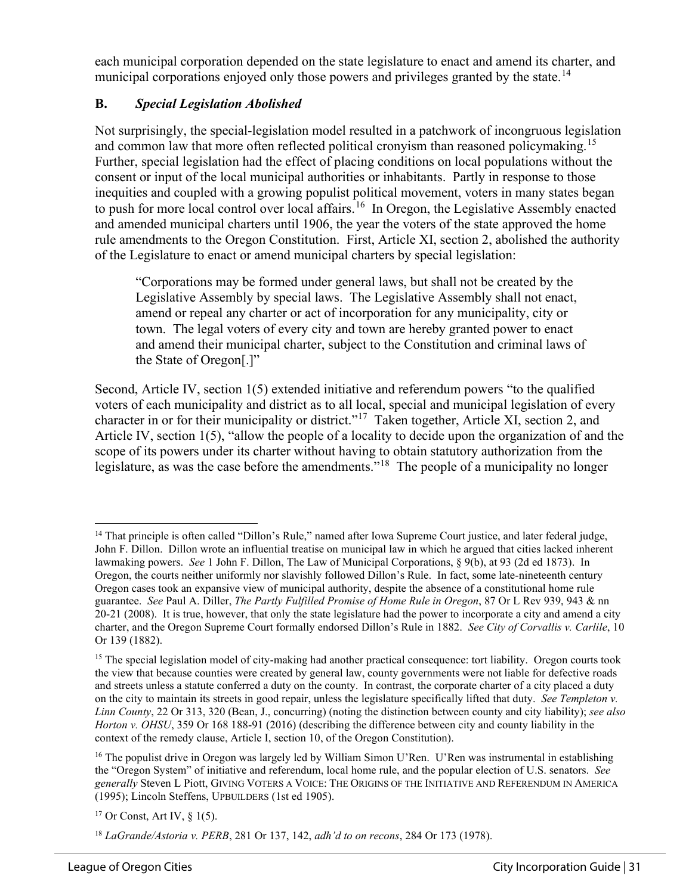each municipal corporation depended on the state legislature to enact and amend its charter, and municipal corporations enjoyed only those powers and privileges granted by the state.[14]

### B. *Special Legislation Abolished*

Not surprisingly, the special-legislation model resulted in a patchwork of incongruous legislation and common law that more often reflected political cronyism than reasoned policymaking.[15] Further, special legislation had the effect of placing conditions on local populations without the consent or input of the local municipal authorities or inhabitants. Partly in response to those inequities and coupled with a growing populist political movement, voters in many states began to push for more local control over local affairs.[16] In Oregon, the Legislative Assembly enacted and amended municipal charters until 1906, the year the voters of the state approved the home rule amendments to the Oregon Constitution. First, Article XI, section 2, abolished the authority of the Legislature to enact or amend municipal charters by special legislation:

> "Corporations may be formed under general laws, but shall not be created by the Legislative Assembly by special laws. The Legislative Assembly shall not enact, amend or repeal any charter or act of incorporation for any municipality, city or town. The legal voters of every city and town are hereby granted power to enact and amend their municipal charter, subject to the Constitution and criminal laws of the State of Oregon[.]"

Second, Article IV, section 1(5) extended initiative and referendum powers "to the qualified voters of each municipality and district as to all local, special and municipal legislation of every character in or for their municipality or district."[17] Taken together, Article XI, section 2, and Article IV, section 1(5), "allow the people of a locality to decide upon the organization of and the scope of its powers under its charter without having to obtain statutory authorization from the legislature, as was the case before the amendments."[18] The people of a municipality no longer

---

[14] That principle is often called "Dillon's Rule," named after Iowa Supreme Court justice, and later federal judge, John F. Dillon. Dillon wrote an influential treatise on municipal law in which he argued that cities lacked inherent lawmaking powers. *See* 1 John F. Dillon, The Law of Municipal Corporations, § 9(b), at 93 (2d ed 1873). In Oregon, the courts neither uniformly nor slavishly followed Dillon's Rule. In fact, some late-nineteenth century Oregon cases took an expansive view of municipal authority, despite the absence of a constitutional home rule guarantee. *See* Paul A. Diller, *The Partly Fulfilled Promise of Home Rule in Oregon*, 87 Or L Rev 939, 943 & nn 20-21 (2008). It is true, however, that only the state legislature had the power to incorporate a city and amend a city charter, and the Oregon Supreme Court formally endorsed Dillon's Rule in 1882. *See City of Corvallis v. Carlile*, 10 Or 139 (1882).

[15] The special legislation model of city-making had another practical consequence: tort liability. Oregon courts took the view that because counties were created by general law, county governments were not liable for defective roads and streets unless a statute conferred a duty on the county. In contrast, the corporate charter of a city placed a duty on the city to maintain its streets in good repair, unless the legislature specifically lifted that duty. *See Templeton v. Linn County*, 22 Or 313, 320 (Bean, J., concurring) (noting the distinction between county and city liability); *see also Horton v. OHSU*, 359 Or 168 188-91 (2016) (describing the difference between city and county liability in the context of the remedy clause, Article I, section 10, of the Oregon Constitution).

[16] The populist drive in Oregon was largely led by William Simon U'Ren. U'Ren was instrumental in establishing the "Oregon System" of initiative and referendum, local home rule, and the popular election of U.S. senators. *See generally* Steven L Piott, GIVING VOTERS A VOICE: THE ORIGINS OF THE INITIATIVE AND REFERENDUM IN AMERICA (1995); Lincoln Steffens, UPBUILDERS (1st ed 1905).

[17] Or Const, Art IV, § 1(5).

[18] *LaGrande/Astoria v. PERB*, 281 Or 137, 142, *adh'd to on recons*, 284 Or 173 (1978).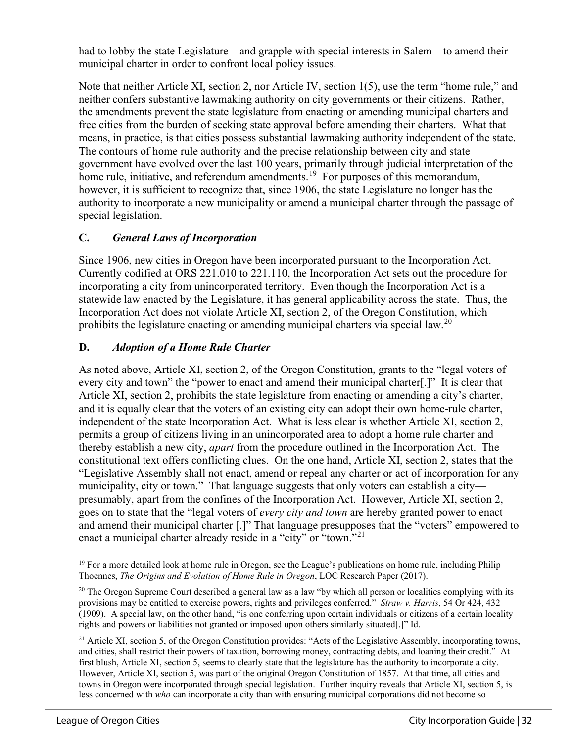had to lobby the state Legislature—and grapple with special interests in Salem—to amend their municipal charter in order to confront local policy issues.

Note that neither Article XI, section 2, nor Article IV, section 1(5), use the term "home rule," and neither confers substantive lawmaking authority on city governments or their citizens. Rather, the amendments prevent the state legislature from enacting or amending municipal charters and free cities from the burden of seeking state approval before amending their charters. What that means, in practice, is that cities possess substantial lawmaking authority independent of the state. The contours of home rule authority and the precise relationship between city and state government have evolved over the last 100 years, primarily through judicial interpretation of the home rule, initiative, and referendum amendments.[19] For purposes of this memorandum, however, it is sufficient to recognize that, since 1906, the state Legislature no longer has the authority to incorporate a new municipality or amend a municipal charter through the passage of special legislation.

### C. *General Laws of Incorporation*

Since 1906, new cities in Oregon have been incorporated pursuant to the Incorporation Act. Currently codified at ORS 221.010 to 221.110, the Incorporation Act sets out the procedure for incorporating a city from unincorporated territory. Even though the Incorporation Act is a statewide law enacted by the Legislature, it has general applicability across the state. Thus, the Incorporation Act does not violate Article XI, section 2, of the Oregon Constitution, which prohibits the legislature enacting or amending municipal charters via special law.[20]

### D. *Adoption of a Home Rule Charter*

As noted above, Article XI, section 2, of the Oregon Constitution, grants to the "legal voters of every city and town" the "power to enact and amend their municipal charter[.]" It is clear that Article XI, section 2, prohibits the state legislature from enacting or amending a city's charter, and it is equally clear that the voters of an existing city can adopt their own home-rule charter, independent of the state Incorporation Act. What is less clear is whether Article XI, section 2, permits a group of citizens living in an unincorporated area to adopt a home rule charter and thereby establish a new city, *apart* from the procedure outlined in the Incorporation Act. The constitutional text offers conflicting clues. On the one hand, Article XI, section 2, states that the "Legislative Assembly shall not enact, amend or repeal any charter or act of incorporation for any municipality, city or town." That language suggests that only voters can establish a city—presumably, apart from the confines of the Incorporation Act. However, Article XI, section 2, goes on to state that the "legal voters of *every city and town* are hereby granted power to enact and amend their municipal charter [.]" That language presupposes that the "voters" empowered to enact a municipal charter already reside in a "city" or "town."[21]

---

[19] For a more detailed look at home rule in Oregon, see the League's publications on home rule, including Philip Thoennes, *The Origins and Evolution of Home Rule in Oregon*, LOC Research Paper (2017).

[20] The Oregon Supreme Court described a general law as a law "by which all person or localities complying with its provisions may be entitled to exercise powers, rights and privileges conferred." *Straw v. Harris*, 54 Or 424, 432 (1909). A special law, on the other hand, "is one conferring upon certain individuals or citizens of a certain locality rights and powers or liabilities not granted or imposed upon others similarly situated[.]" Id.

[21] Article XI, section 5, of the Oregon Constitution provides: "Acts of the Legislative Assembly, incorporating towns, and cities, shall restrict their powers of taxation, borrowing money, contracting debts, and loaning their credit." At first blush, Article XI, section 5, seems to clearly state that the legislature has the authority to incorporate a city. However, Article XI, section 5, was part of the original Oregon Constitution of 1857. At that time, all cities and towns in Oregon were incorporated through special legislation. Further inquiry reveals that Article XI, section 5, is less concerned with *who* can incorporate a city than with ensuring municipal corporations did not become so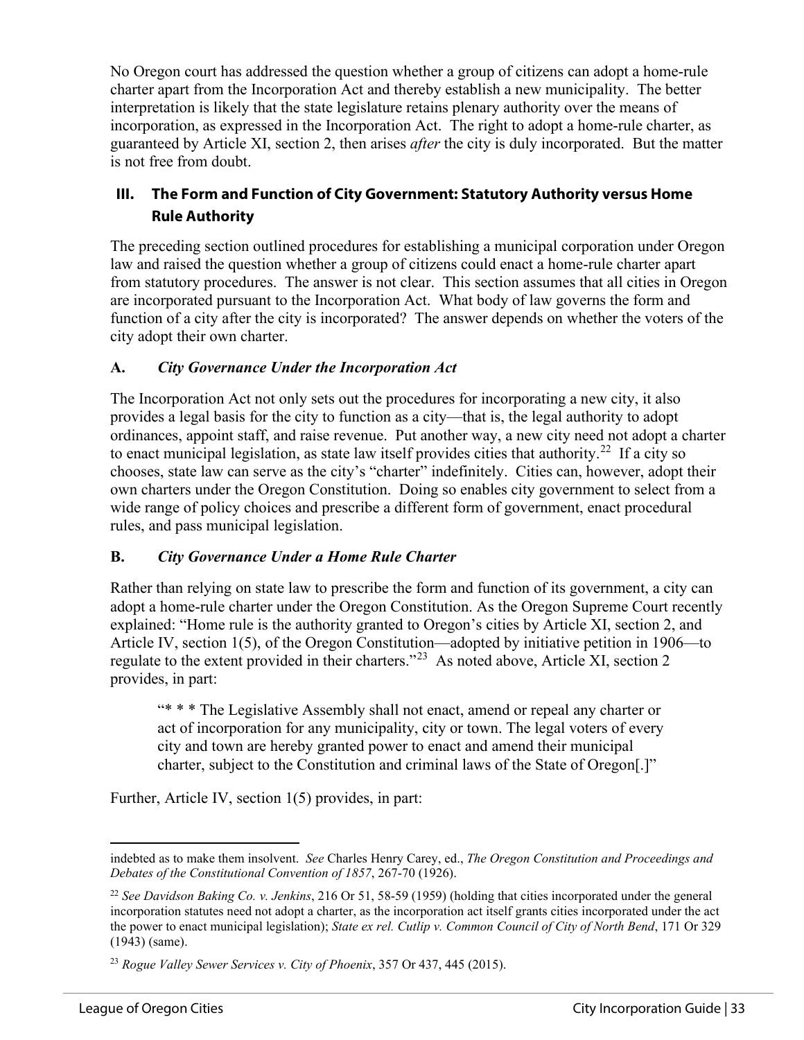No Oregon court has addressed the question whether a group of citizens can adopt a home-rule charter apart from the Incorporation Act and thereby establish a new municipality. The better interpretation is likely that the state legislature retains plenary authority over the means of incorporation, as expressed in the Incorporation Act. The right to adopt a home-rule charter, as guaranteed by Article XI, section 2, then arises *after* the city is duly incorporated. But the matter is not free from doubt.

## III. The Form and Function of City Government: Statutory Authority versus Home Rule Authority

The preceding section outlined procedures for establishing a municipal corporation under Oregon law and raised the question whether a group of citizens could enact a home-rule charter apart from statutory procedures. The answer is not clear. This section assumes that all cities in Oregon are incorporated pursuant to the Incorporation Act. What body of law governs the form and function of a city after the city is incorporated? The answer depends on whether the voters of the city adopt their own charter.

### A. *City Governance Under the Incorporation Act*

The Incorporation Act not only sets out the procedures for incorporating a new city, it also provides a legal basis for the city to function as a city—that is, the legal authority to adopt ordinances, appoint staff, and raise revenue. Put another way, a new city need not adopt a charter to enact municipal legislation, as state law itself provides cities that authority.[22] If a city so chooses, state law can serve as the city's "charter" indefinitely. Cities can, however, adopt their own charters under the Oregon Constitution. Doing so enables city government to select from a wide range of policy choices and prescribe a different form of government, enact procedural rules, and pass municipal legislation.

### B. *City Governance Under a Home Rule Charter*

Rather than relying on state law to prescribe the form and function of its government, a city can adopt a home-rule charter under the Oregon Constitution. As the Oregon Supreme Court recently explained: "Home rule is the authority granted to Oregon's cities by Article XI, section 2, and Article IV, section 1(5), of the Oregon Constitution—adopted by initiative petition in 1906—to regulate to the extent provided in their charters."[23] As noted above, Article XI, section 2 provides, in part:

> "* * * The Legislative Assembly shall not enact, amend or repeal any charter or act of incorporation for any municipality, city or town. The legal voters of every city and town are hereby granted power to enact and amend their municipal charter, subject to the Constitution and criminal laws of the State of Oregon[.]"

Further, Article IV, section 1(5) provides, in part:

---

indebted as to make them insolvent. *See* Charles Henry Carey, ed., *The Oregon Constitution and Proceedings and Debates of the Constitutional Convention of 1857*, 267-70 (1926).

[22] *See Davidson Baking Co. v. Jenkins*, 216 Or 51, 58-59 (1959) (holding that cities incorporated under the general incorporation statutes need not adopt a charter, as the incorporation act itself grants cities incorporated under the act the power to enact municipal legislation); *State ex rel. Cutlip v. Common Council of City of North Bend*, 171 Or 329 (1943) (same).

[23] *Rogue Valley Sewer Services v. City of Phoenix*, 357 Or 437, 445 (2015).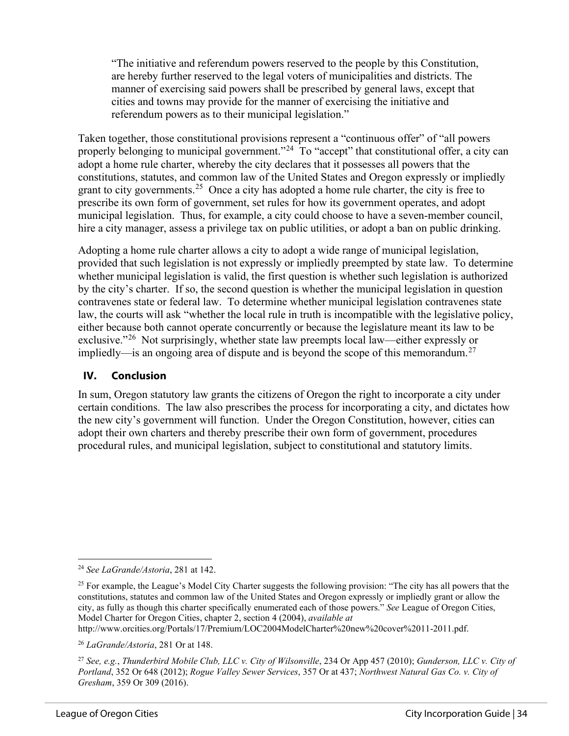> "The initiative and referendum powers reserved to the people by this Constitution, are hereby further reserved to the legal voters of municipalities and districts. The manner of exercising said powers shall be prescribed by general laws, except that cities and towns may provide for the manner of exercising the initiative and referendum powers as to their municipal legislation."

Taken together, those constitutional provisions represent a "continuous offer" of "all powers properly belonging to municipal government."[24] To "accept" that constitutional offer, a city can adopt a home rule charter, whereby the city declares that it possesses all powers that the constitutions, statutes, and common law of the United States and Oregon expressly or impliedly grant to city governments.[25] Once a city has adopted a home rule charter, the city is free to prescribe its own form of government, set rules for how its government operates, and adopt municipal legislation. Thus, for example, a city could choose to have a seven-member council, hire a city manager, assess a privilege tax on public utilities, or adopt a ban on public drinking.

Adopting a home rule charter allows a city to adopt a wide range of municipal legislation, provided that such legislation is not expressly or impliedly preempted by state law. To determine whether municipal legislation is valid, the first question is whether such legislation is authorized by the city's charter. If so, the second question is whether the municipal legislation in question contravenes state or federal law. To determine whether municipal legislation contravenes state law, the courts will ask "whether the local rule in truth is incompatible with the legislative policy, either because both cannot operate concurrently or because the legislature meant its law to be exclusive."[26] Not surprisingly, whether state law preempts local law—either expressly or impliedly—is an ongoing area of dispute and is beyond the scope of this memorandum.[27]

## IV. Conclusion

In sum, Oregon statutory law grants the citizens of Oregon the right to incorporate a city under certain conditions. The law also prescribes the process for incorporating a city, and dictates how the new city's government will function. Under the Oregon Constitution, however, cities can adopt their own charters and thereby prescribe their own form of government, procedures procedural rules, and municipal legislation, subject to constitutional and statutory limits.

---

[24] *See LaGrande/Astoria*, 281 at 142.

[25] For example, the League's Model City Charter suggests the following provision: "The city has all powers that the constitutions, statutes and common law of the United States and Oregon expressly or impliedly grant or allow the city, as fully as though this charter specifically enumerated each of those powers." *See* League of Oregon Cities, Model Charter for Oregon Cities, chapter 2, section 4 (2004), *available at* http://www.orcities.org/Portals/17/Premium/LOC2004ModelCharter%20new%20cover%2011-2011.pdf.

[26] *LaGrande/Astoria*, 281 Or at 148.

[27] *See, e.g.*, *Thunderbird Mobile Club, LLC v. City of Wilsonville*, 234 Or App 457 (2010); *Gunderson, LLC v. City of Portland*, 352 Or 648 (2012); *Rogue Valley Sewer Services*, 357 Or at 437; *Northwest Natural Gas Co. v. City of Gresham*, 359 Or 309 (2016).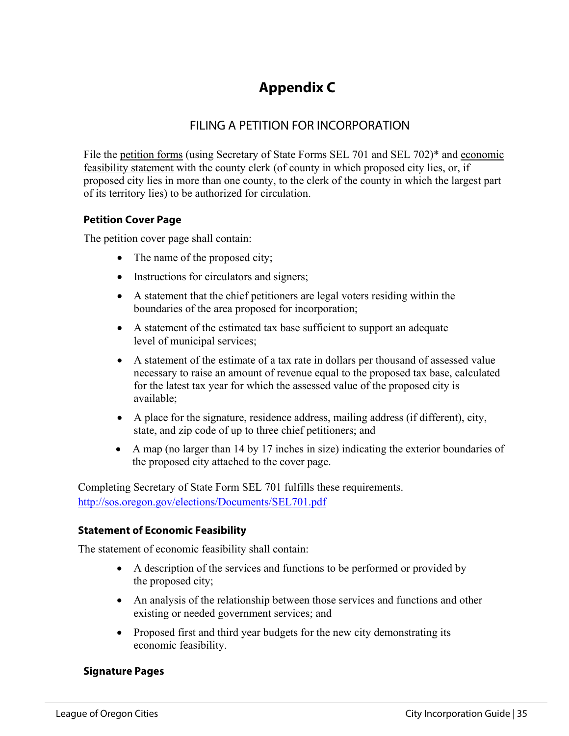# Appendix C

## FILING A PETITION FOR INCORPORATION

File the petition forms (using Secretary of State Forms SEL 701 and SEL 702)* and economic feasibility statement with the county clerk (of county in which proposed city lies, or, if proposed city lies in more than one county, to the clerk of the county in which the largest part of its territory lies) to be authorized for circulation.

### Petition Cover Page

The petition cover page shall contain:

- The name of the proposed city;
- Instructions for circulators and signers;
- A statement that the chief petitioners are legal voters residing within the boundaries of the area proposed for incorporation;
- A statement of the estimated tax base sufficient to support an adequate level of municipal services;
- A statement of the estimate of a tax rate in dollars per thousand of assessed value necessary to raise an amount of revenue equal to the proposed tax base, calculated for the latest tax year for which the assessed value of the proposed city is available;
- A place for the signature, residence address, mailing address (if different), city, state, and zip code of up to three chief petitioners; and
- A map (no larger than 14 by 17 inches in size) indicating the exterior boundaries of the proposed city attached to the cover page.

Completing Secretary of State Form SEL 701 fulfills these requirements.
http://sos.oregon.gov/elections/Documents/SEL701.pdf

### Statement of Economic Feasibility

The statement of economic feasibility shall contain:

- A description of the services and functions to be performed or provided by the proposed city;
- An analysis of the relationship between those services and functions and other existing or needed government services; and
- Proposed first and third year budgets for the new city demonstrating its economic feasibility.

### Signature Pages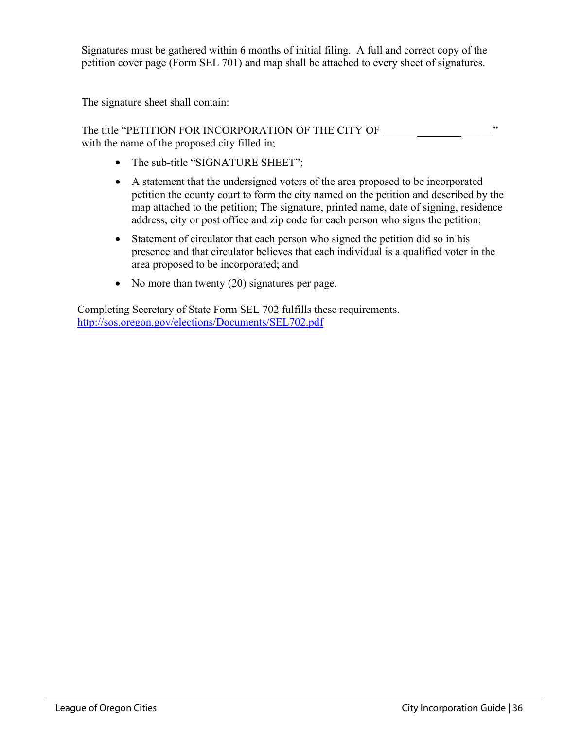Signatures must be gathered within 6 months of initial filing. A full and correct copy of the petition cover page (Form SEL 701) and map shall be attached to every sheet of signatures.

The signature sheet shall contain:

The title "PETITION FOR INCORPORATION OF THE CITY OF ____________________" with the name of the proposed city filled in;

- The sub-title "SIGNATURE SHEET";
- A statement that the undersigned voters of the area proposed to be incorporated petition the county court to form the city named on the petition and described by the map attached to the petition; The signature, printed name, date of signing, residence address, city or post office and zip code for each person who signs the petition;
- Statement of circulator that each person who signed the petition did so in his presence and that circulator believes that each individual is a qualified voter in the area proposed to be incorporated; and
- No more than twenty (20) signatures per page.

Completing Secretary of State Form SEL 702 fulfills these requirements.
http://sos.oregon.gov/elections/Documents/SEL702.pdf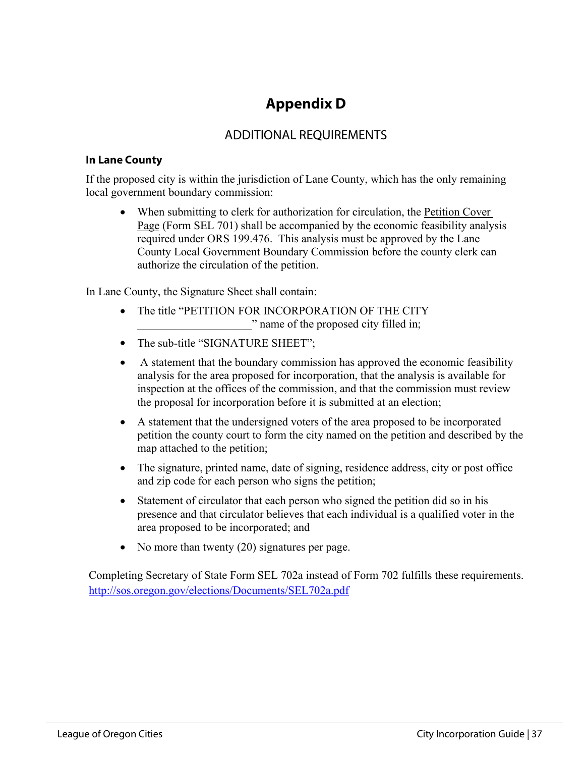# Appendix D

## ADDITIONAL REQUIREMENTS

### In Lane County

If the proposed city is within the jurisdiction of Lane County, which has the only remaining local government boundary commission:

- When submitting to clerk for authorization for circulation, the Petition Cover Page (Form SEL 701) shall be accompanied by the economic feasibility analysis required under ORS 199.476. This analysis must be approved by the Lane County Local Government Boundary Commission before the county clerk can authorize the circulation of the petition.

In Lane County, the Signature Sheet shall contain:

- The title "PETITION FOR INCORPORATION OF THE CITY ____________________" name of the proposed city filled in;
- The sub-title "SIGNATURE SHEET";
- A statement that the boundary commission has approved the economic feasibility analysis for the area proposed for incorporation, that the analysis is available for inspection at the offices of the commission, and that the commission must review the proposal for incorporation before it is submitted at an election;
- A statement that the undersigned voters of the area proposed to be incorporated petition the county court to form the city named on the petition and described by the map attached to the petition;
- The signature, printed name, date of signing, residence address, city or post office and zip code for each person who signs the petition;
- Statement of circulator that each person who signed the petition did so in his presence and that circulator believes that each individual is a qualified voter in the area proposed to be incorporated; and
- No more than twenty (20) signatures per page.

Completing Secretary of State Form SEL 702a instead of Form 702 fulfills these requirements.
http://sos.oregon.gov/elections/Documents/SEL702a.pdf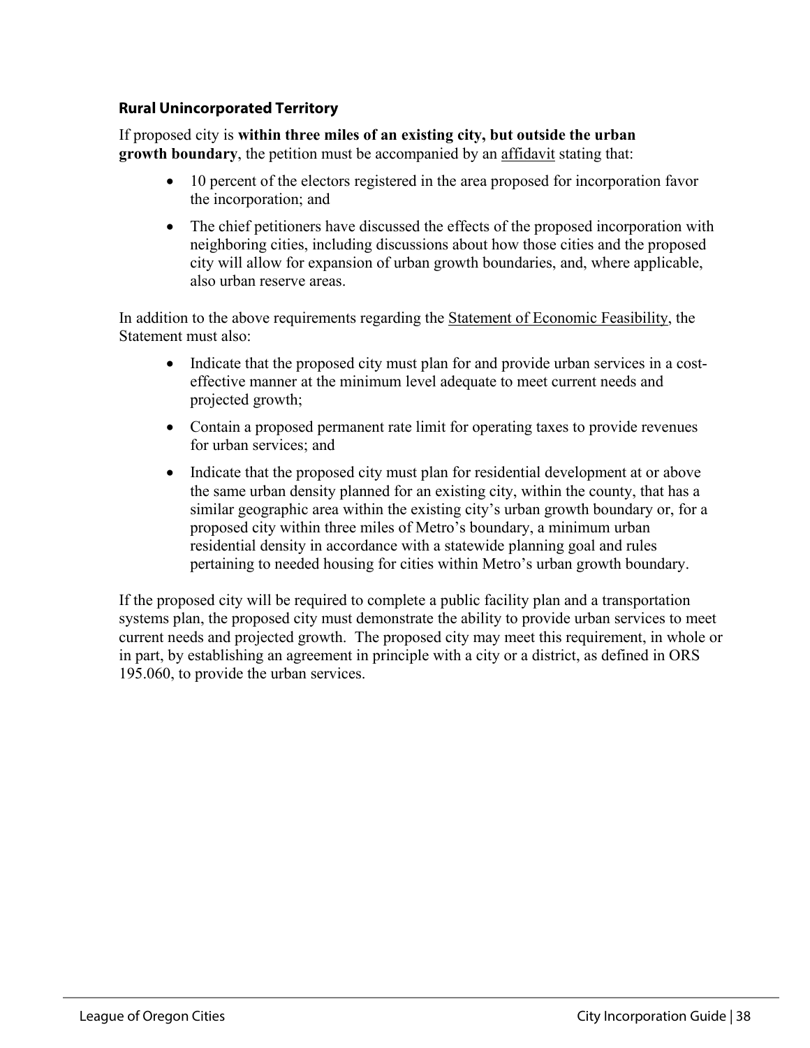### Rural Unincorporated Territory

If proposed city is **within three miles of an existing city, but outside the urban growth boundary**, the petition must be accompanied by an affidavit stating that:

- 10 percent of the electors registered in the area proposed for incorporation favor the incorporation; and
- The chief petitioners have discussed the effects of the proposed incorporation with neighboring cities, including discussions about how those cities and the proposed city will allow for expansion of urban growth boundaries, and, where applicable, also urban reserve areas.

In addition to the above requirements regarding the Statement of Economic Feasibility, the Statement must also:

- Indicate that the proposed city must plan for and provide urban services in a cost-effective manner at the minimum level adequate to meet current needs and projected growth;
- Contain a proposed permanent rate limit for operating taxes to provide revenues for urban services; and
- Indicate that the proposed city must plan for residential development at or above the same urban density planned for an existing city, within the county, that has a similar geographic area within the existing city's urban growth boundary or, for a proposed city within three miles of Metro's boundary, a minimum urban residential density in accordance with a statewide planning goal and rules pertaining to needed housing for cities within Metro's urban growth boundary.

If the proposed city will be required to complete a public facility plan and a transportation systems plan, the proposed city must demonstrate the ability to provide urban services to meet current needs and projected growth. The proposed city may meet this requirement, in whole or in part, by establishing an agreement in principle with a city or a district, as defined in ORS 195.060, to provide the urban services.